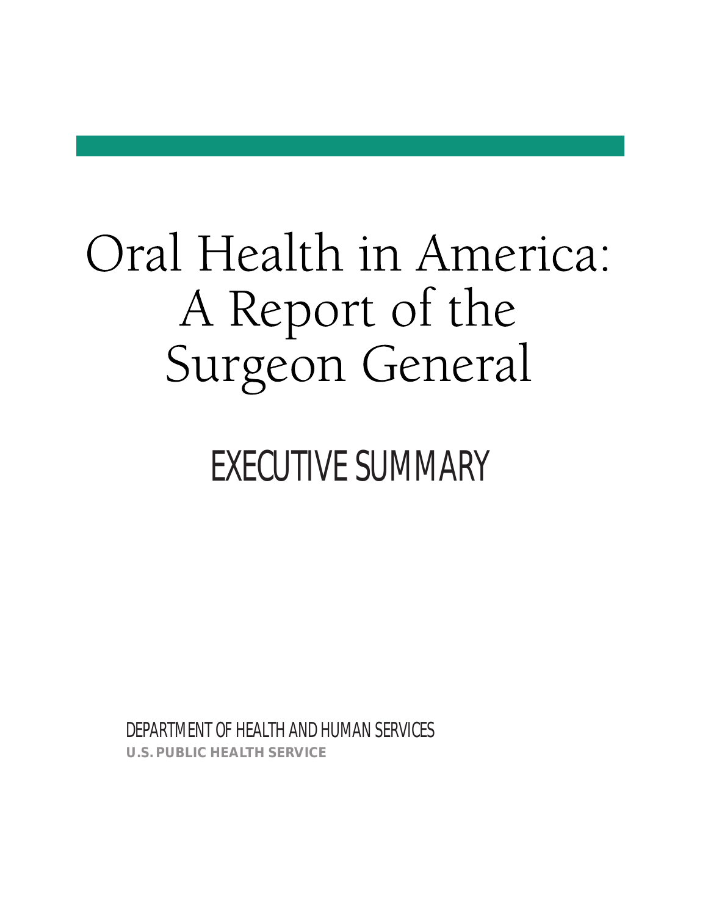# Oral Health in America: A Report of the Surgeon General

## EXECUTIVE SUMMARY

DEPARTMENT OF HEALTH AND HUMAN SERVICES

**U.S. PUBLIC HEALTH SERVICE**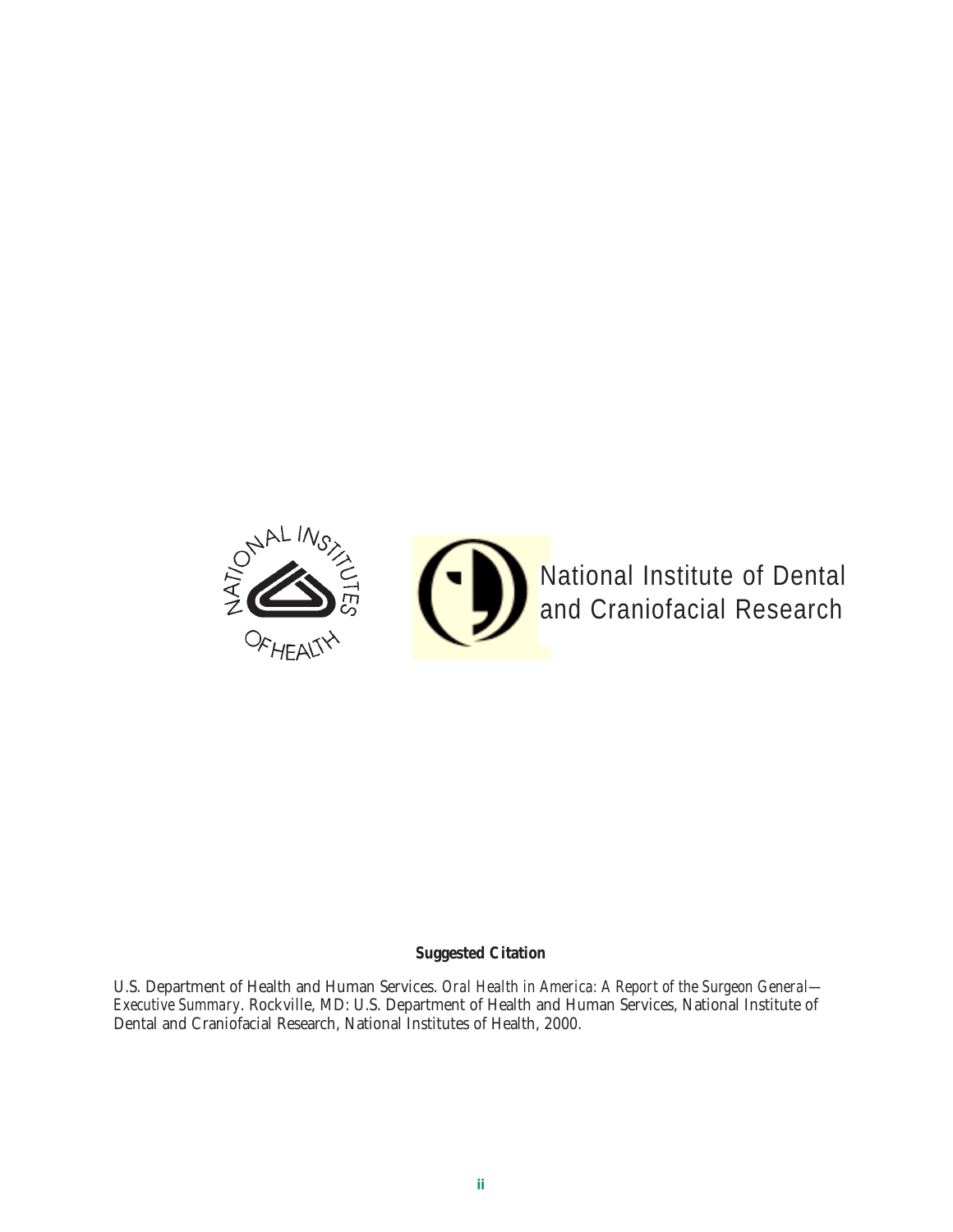National Institute of Dental and Craniofacial Research

**Suggested Citation**

U.S. Department of Health and Human Services. *Oral Health in America: A Report of the Surgeon General—Executive Summary*. Rockville, MD: U.S. Department of Health and Human Services, National Institute of Dental and Craniofacial Research, National Institutes of Health, 2000.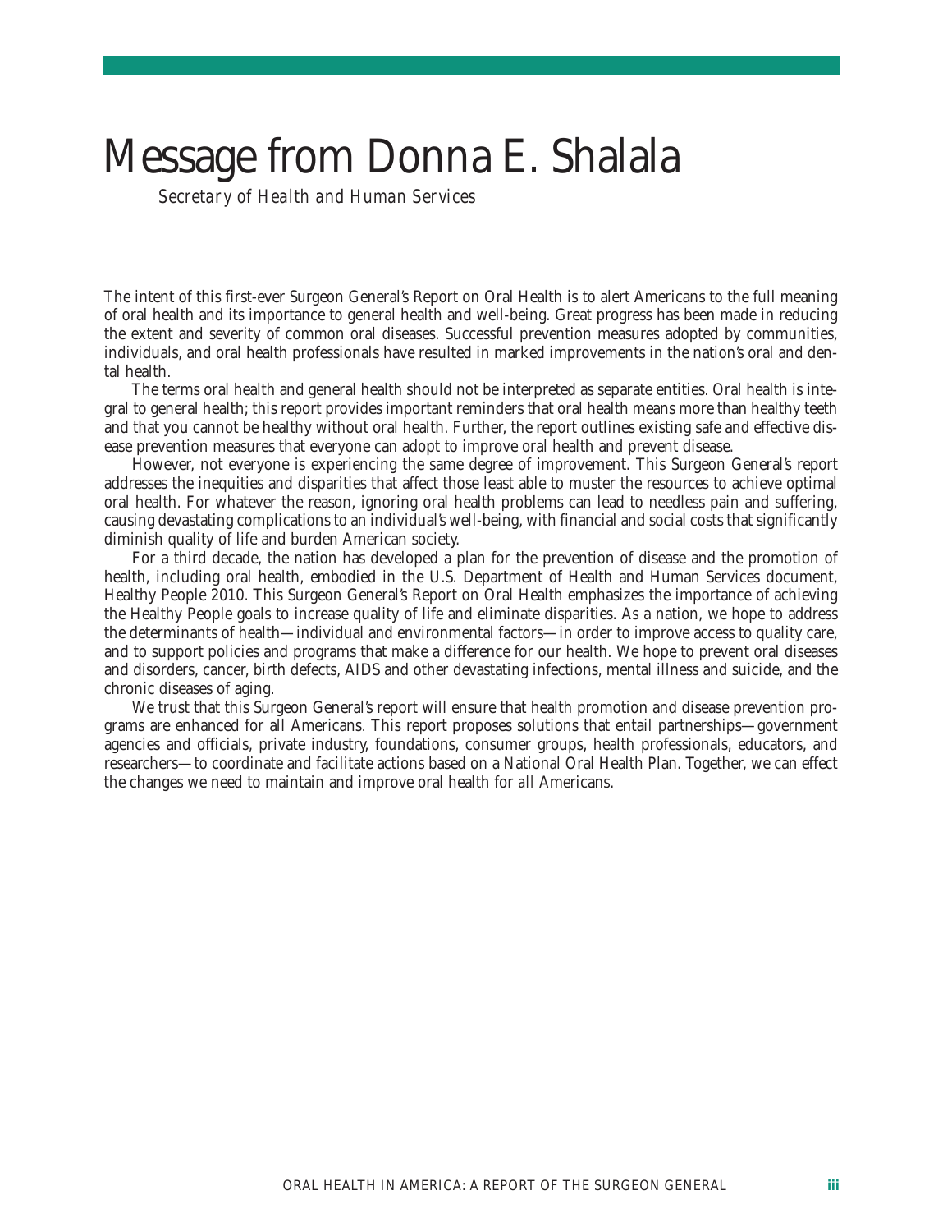# Message from Donna E. Shalala

*Secretary of Health and Human Services*

The intent of this first-ever Surgeon General's Report on Oral Health is to alert Americans to the full meaning of oral health and its importance to general health and well-being. Great progress has been made in reducing the extent and severity of common oral diseases. Successful prevention measures adopted by communities, individuals, and oral health professionals have resulted in marked improvements in the nation's oral and dental health.

The terms oral health and general health should not be interpreted as separate entities. Oral health is integral to general health; this report provides important reminders that oral health means more than healthy teeth and that you cannot be healthy without oral health. Further, the report outlines existing safe and effective disease prevention measures that everyone can adopt to improve oral health and prevent disease.

However, not everyone is experiencing the same degree of improvement. This Surgeon General's report addresses the inequities and disparities that affect those least able to muster the resources to achieve optimal oral health. For whatever the reason, ignoring oral health problems can lead to needless pain and suffering, causing devastating complications to an individual's well-being, with financial and social costs that significantly diminish quality of life and burden American society.

For a third decade, the nation has developed a plan for the prevention of disease and the promotion of health, including oral health, embodied in the U.S. Department of Health and Human Services document, Healthy People 2010. This Surgeon General's Report on Oral Health emphasizes the importance of achieving the Healthy People goals to increase quality of life and eliminate disparities. As a nation, we hope to address the determinants of health—individual and environmental factors—in order to improve access to quality care, and to support policies and programs that make a difference for our health. We hope to prevent oral diseases and disorders, cancer, birth defects, AIDS and other devastating infections, mental illness and suicide, and the chronic diseases of aging.

We trust that this Surgeon General's report will ensure that health promotion and disease prevention programs are enhanced for all Americans. This report proposes solutions that entail partnerships—government agencies and officials, private industry, foundations, consumer groups, health professionals, educators, and researchers—to coordinate and facilitate actions based on a National Oral Health Plan. Together, we can effect the changes we need to maintain and improve oral health for *all* Americans.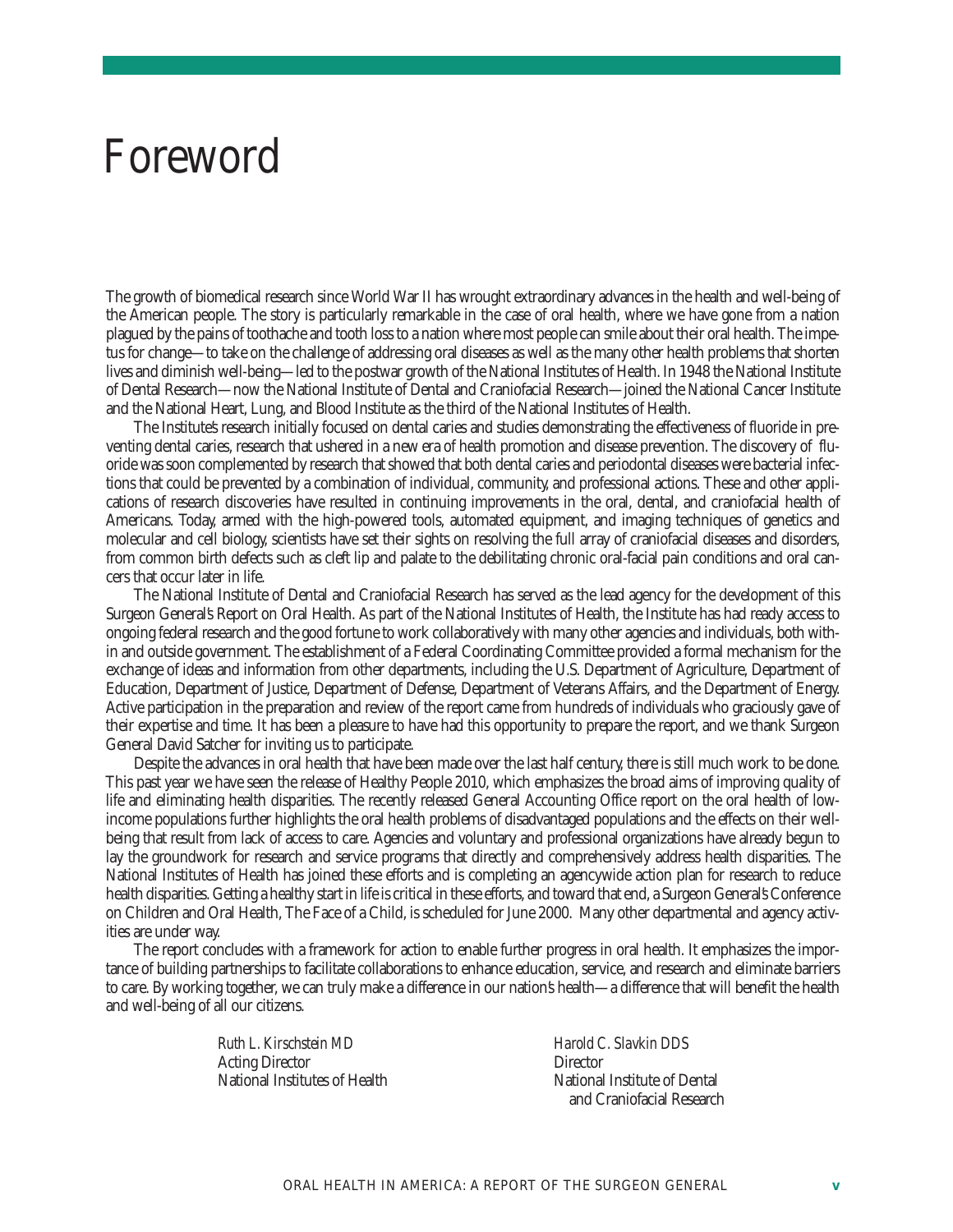# Foreword

The growth of biomedical research since World War II has wrought extraordinary advances in the health and well-being of the American people. The story is particularly remarkable in the case of oral health, where we have gone from a nation plagued by the pains of toothache and tooth loss to a nation where most people can smile about their oral health. The impetus for change—to take on the challenge of addressing oral diseases as well as the many other health problems that shorten lives and diminish well-being—led to the postwar growth of the National Institutes of Health. In 1948 the National Institute of Dental Research—now the National Institute of Dental and Craniofacial Research—joined the National Cancer Institute and the National Heart, Lung, and Blood Institute as the third of the National Institutes of Health.

The Institute's research initially focused on dental caries and studies demonstrating the effectiveness of fluoride in preventing dental caries, research that ushered in a new era of health promotion and disease prevention. The discovery of fluoride was soon complemented by research that showed that both dental caries and periodontal diseases were bacterial infections that could be prevented by a combination of individual, community, and professional actions. These and other applications of research discoveries have resulted in continuing improvements in the oral, dental, and craniofacial health of Americans. Today, armed with the high-powered tools, automated equipment, and imaging techniques of genetics and molecular and cell biology, scientists have set their sights on resolving the full array of craniofacial diseases and disorders, from common birth defects such as cleft lip and palate to the debilitating chronic oral-facial pain conditions and oral cancers that occur later in life.

The National Institute of Dental and Craniofacial Research has served as the lead agency for the development of this Surgeon General's Report on Oral Health. As part of the National Institutes of Health, the Institute has had ready access to ongoing federal research and the good fortune to work collaboratively with many other agencies and individuals, both within and outside government. The establishment of a Federal Coordinating Committee provided a formal mechanism for the exchange of ideas and information from other departments, including the U.S. Department of Agriculture, Department of Education, Department of Justice, Department of Defense, Department of Veterans Affairs, and the Department of Energy. Active participation in the preparation and review of the report came from hundreds of individuals who graciously gave of their expertise and time. It has been a pleasure to have had this opportunity to prepare the report, and we thank Surgeon General David Satcher for inviting us to participate.

Despite the advances in oral health that have been made over the last half century, there is still much work to be done. This past year we have seen the release of Healthy People 2010, which emphasizes the broad aims of improving quality of life and eliminating health disparities. The recently released General Accounting Office report on the oral health of low-income populations further highlights the oral health problems of disadvantaged populations and the effects on their well-being that result from lack of access to care. Agencies and voluntary and professional organizations have already begun to lay the groundwork for research and service programs that directly and comprehensively address health disparities. The National Institutes of Health has joined these efforts and is completing an agencywide action plan for research to reduce health disparities. Getting a healthy start in life is critical in these efforts, and toward that end, a Surgeon General's Conference on Children and Oral Health, The Face of a Child, is scheduled for June 2000. Many other departmental and agency activities are under way.

The report concludes with a framework for action to enable further progress in oral health. It emphasizes the importance of building partnerships to facilitate collaborations to enhance education, service, and research and eliminate barriers to care. By working together, we can truly make a difference in our nation's health—a difference that will benefit the health and well-being of all our citizens.

*Ruth L. Kirschstein MD*
Acting Director
National Institutes of Health

*Harold C. Slavkin DDS*
Director
National Institute of Dental and Craniofacial Research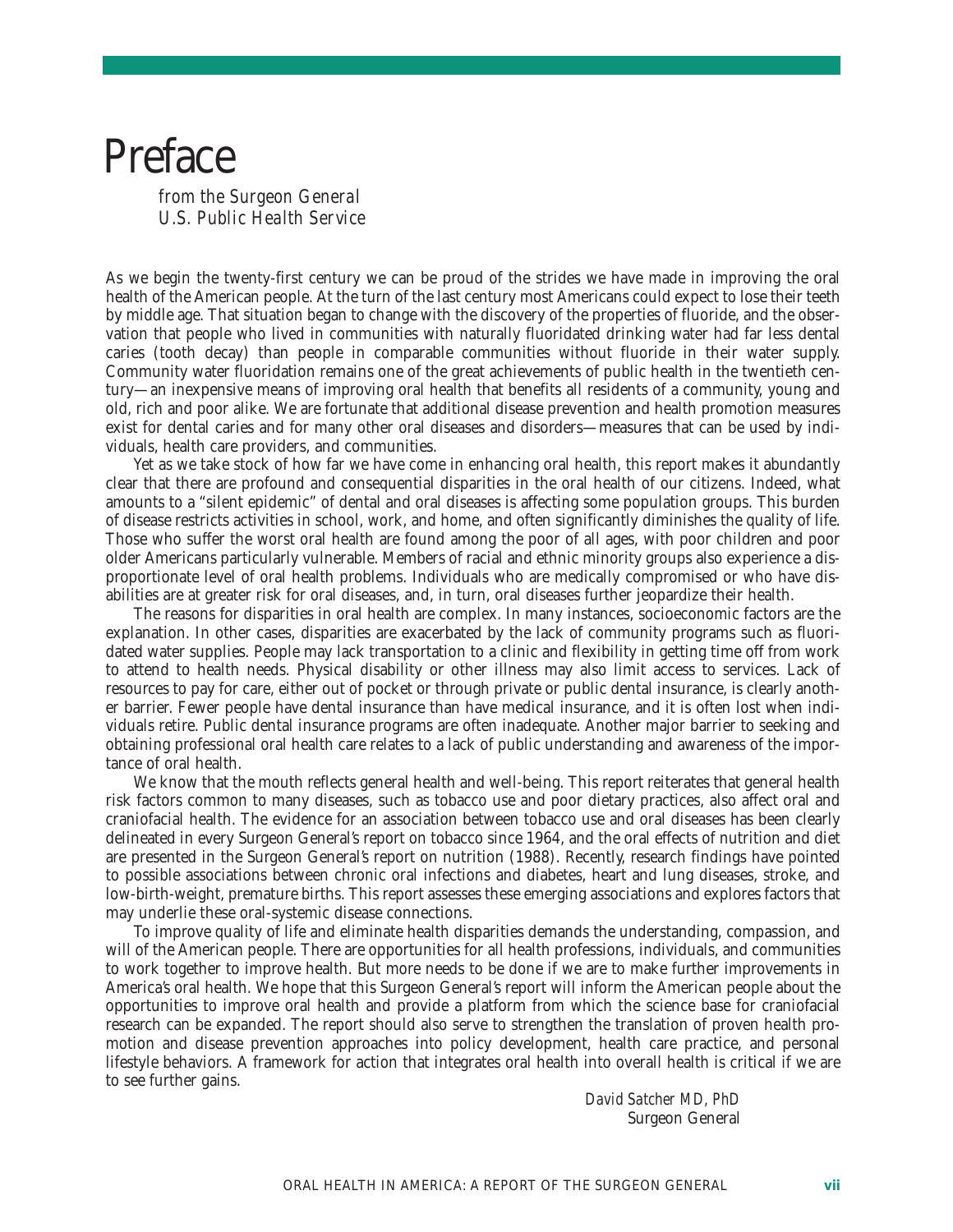# Preface

*from the Surgeon General*
*U.S. Public Health Service*

As we begin the twenty-first century we can be proud of the strides we have made in improving the oral health of the American people. At the turn of the last century most Americans could expect to lose their teeth by middle age. That situation began to change with the discovery of the properties of fluoride, and the observation that people who lived in communities with naturally fluoridated drinking water had far less dental caries (tooth decay) than people in comparable communities without fluoride in their water supply. Community water fluoridation remains one of the great achievements of public health in the twentieth century—an inexpensive means of improving oral health that benefits all residents of a community, young and old, rich and poor alike. We are fortunate that additional disease prevention and health promotion measures exist for dental caries and for many other oral diseases and disorders—measures that can be used by individuals, health care providers, and communities.

Yet as we take stock of how far we have come in enhancing oral health, this report makes it abundantly clear that there are profound and consequential disparities in the oral health of our citizens. Indeed, what amounts to a "silent epidemic" of dental and oral diseases is affecting some population groups. This burden of disease restricts activities in school, work, and home, and often significantly diminishes the quality of life. Those who suffer the worst oral health are found among the poor of all ages, with poor children and poor older Americans particularly vulnerable. Members of racial and ethnic minority groups also experience a disproportionate level of oral health problems. Individuals who are medically compromised or who have disabilities are at greater risk for oral diseases, and, in turn, oral diseases further jeopardize their health.

The reasons for disparities in oral health are complex. In many instances, socioeconomic factors are the explanation. In other cases, disparities are exacerbated by the lack of community programs such as fluoridated water supplies. People may lack transportation to a clinic and flexibility in getting time off from work to attend to health needs. Physical disability or other illness may also limit access to services. Lack of resources to pay for care, either out of pocket or through private or public dental insurance, is clearly another barrier. Fewer people have dental insurance than have medical insurance, and it is often lost when individuals retire. Public dental insurance programs are often inadequate. Another major barrier to seeking and obtaining professional oral health care relates to a lack of public understanding and awareness of the importance of oral health.

We know that the mouth reflects general health and well-being. This report reiterates that general health risk factors common to many diseases, such as tobacco use and poor dietary practices, also affect oral and craniofacial health. The evidence for an association between tobacco use and oral diseases has been clearly delineated in every Surgeon General's report on tobacco since 1964, and the oral effects of nutrition and diet are presented in the Surgeon General's report on nutrition (1988). Recently, research findings have pointed to possible associations between chronic oral infections and diabetes, heart and lung diseases, stroke, and low-birth-weight, premature births. This report assesses these emerging associations and explores factors that may underlie these oral-systemic disease connections.

To improve quality of life and eliminate health disparities demands the understanding, compassion, and will of the American people. There are opportunities for all health professions, individuals, and communities to work together to improve health. But more needs to be done if we are to make further improvements in America's oral health. We hope that this Surgeon General's report will inform the American people about the opportunities to improve oral health and provide a platform from which the science base for craniofacial research can be expanded. The report should also serve to strengthen the translation of proven health promotion and disease prevention approaches into policy development, health care practice, and personal lifestyle behaviors. A framework for action that integrates oral health into overall health is critical if we are to see further gains.

*David Satcher MD, PhD*
Surgeon General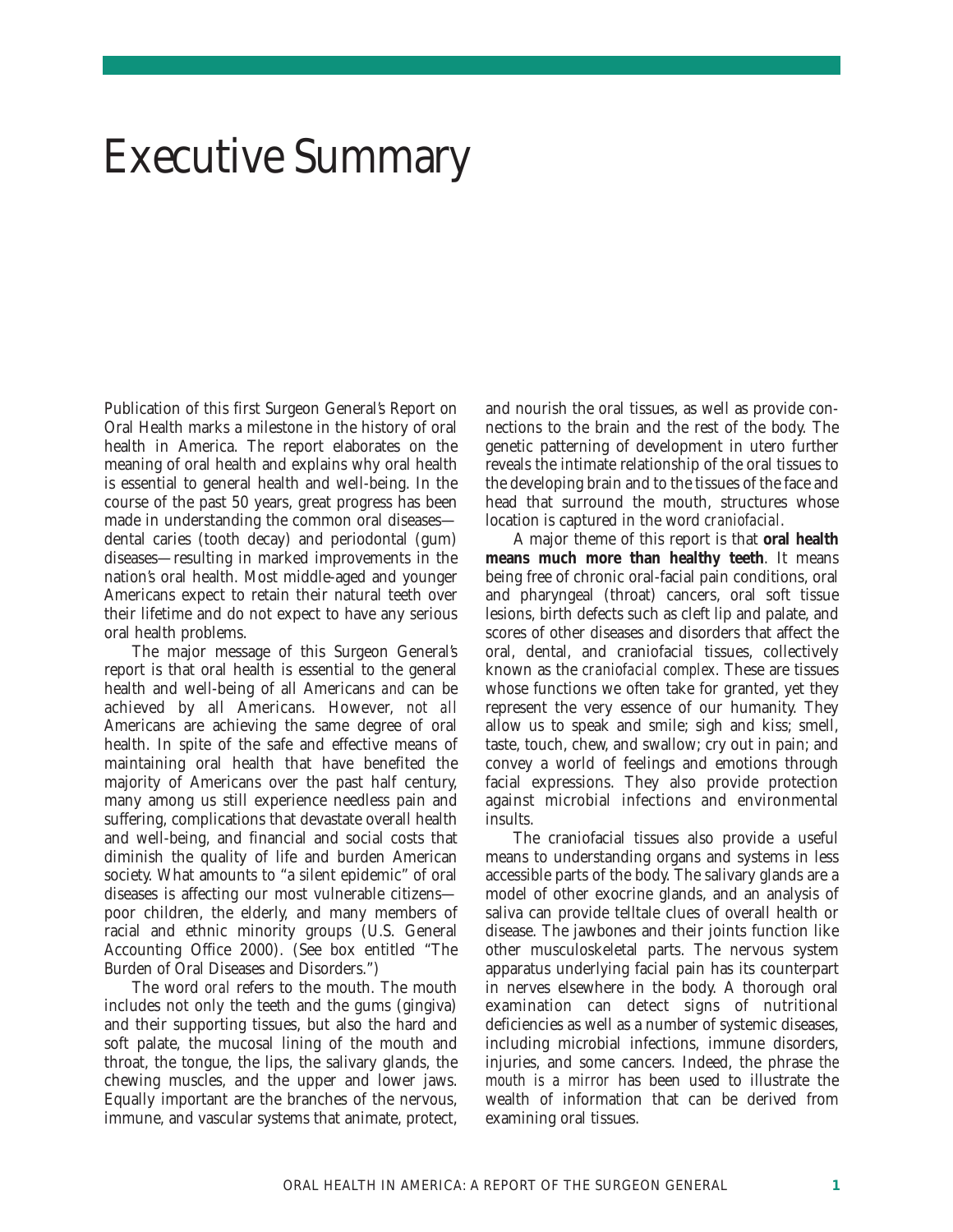# Executive Summary

Publication of this first Surgeon General's Report on Oral Health marks a milestone in the history of oral health in America. The report elaborates on the meaning of oral health and explains why oral health is essential to general health and well-being. In the course of the past 50 years, great progress has been made in understanding the common oral diseases—dental caries (tooth decay) and periodontal (gum) diseases—resulting in marked improvements in the nation's oral health. Most middle-aged and younger Americans expect to retain their natural teeth over their lifetime and do not expect to have any serious oral health problems.

The major message of this Surgeon General's report is that oral health is essential to the general health and well-being of all Americans *and* can be achieved by all Americans. However, *not all* Americans are achieving the same degree of oral health. In spite of the safe and effective means of maintaining oral health that have benefited the majority of Americans over the past half century, many among us still experience needless pain and suffering, complications that devastate overall health and well-being, and financial and social costs that diminish the quality of life and burden American society. What amounts to "a silent epidemic" of oral diseases is affecting our most vulnerable citizens—poor children, the elderly, and many members of racial and ethnic minority groups (U.S. General Accounting Office 2000). (See box entitled "The Burden of Oral Diseases and Disorders.")

The word *oral* refers to the mouth. The mouth includes not only the teeth and the gums (gingiva) and their supporting tissues, but also the hard and soft palate, the mucosal lining of the mouth and throat, the tongue, the lips, the salivary glands, the chewing muscles, and the upper and lower jaws. Equally important are the branches of the nervous, immune, and vascular systems that animate, protect, and nourish the oral tissues, as well as provide connections to the brain and the rest of the body. The genetic patterning of development in utero further reveals the intimate relationship of the oral tissues to the developing brain and to the tissues of the face and head that surround the mouth, structures whose location is captured in the word *craniofacial*.

A major theme of this report is that **oral health means much more than healthy teeth**. It means being free of chronic oral-facial pain conditions, oral and pharyngeal (throat) cancers, oral soft tissue lesions, birth defects such as cleft lip and palate, and scores of other diseases and disorders that affect the oral, dental, and craniofacial tissues, collectively known as the *craniofacial complex*. These are tissues whose functions we often take for granted, yet they represent the very essence of our humanity. They allow us to speak and smile; sigh and kiss; smell, taste, touch, chew, and swallow; cry out in pain; and convey a world of feelings and emotions through facial expressions. They also provide protection against microbial infections and environmental insults.

The craniofacial tissues also provide a useful means to understanding organs and systems in less accessible parts of the body. The salivary glands are a model of other exocrine glands, and an analysis of saliva can provide telltale clues of overall health or disease. The jawbones and their joints function like other musculoskeletal parts. The nervous system apparatus underlying facial pain has its counterpart in nerves elsewhere in the body. A thorough oral examination can detect signs of nutritional deficiencies as well as a number of systemic diseases, including microbial infections, immune disorders, injuries, and some cancers. Indeed, the phrase *the mouth is a mirror* has been used to illustrate the wealth of information that can be derived from examining oral tissues.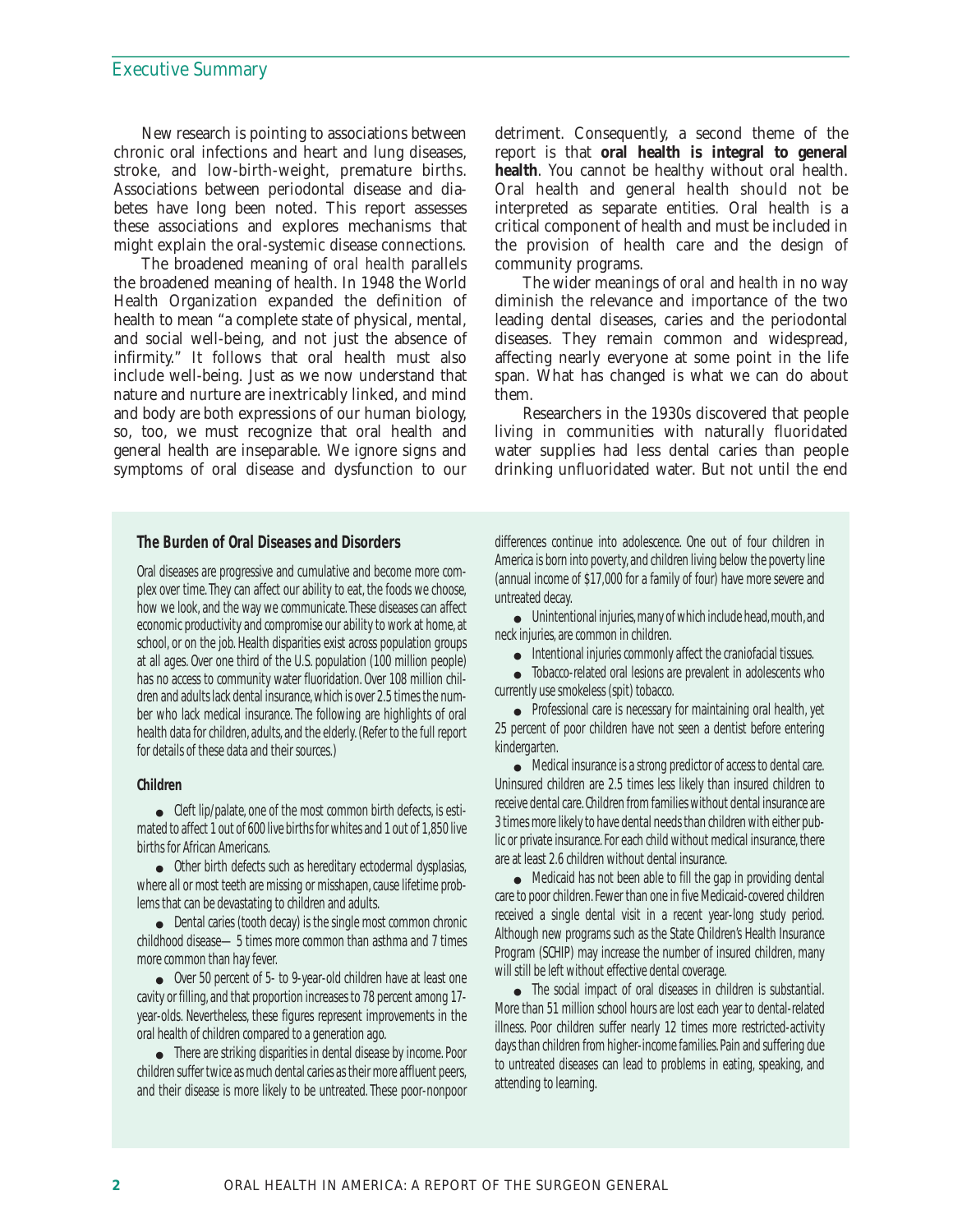New research is pointing to associations between chronic oral infections and heart and lung diseases, stroke, and low-birth-weight, premature births. Associations between periodontal disease and diabetes have long been noted. This report assesses these associations and explores mechanisms that might explain the oral-systemic disease connections.

The broadened meaning of *oral health* parallels the broadened meaning of *health*. In 1948 the World Health Organization expanded the definition of health to mean "a complete state of physical, mental, and social well-being, and not just the absence of infirmity." It follows that oral health must also include well-being. Just as we now understand that nature and nurture are inextricably linked, and mind and body are both expressions of our human biology, so, too, we must recognize that oral health and general health are inseparable. We ignore signs and symptoms of oral disease and dysfunction to our detriment. Consequently, a second theme of the report is that **oral health is integral to general health**. You cannot be healthy without oral health. Oral health and general health should not be interpreted as separate entities. Oral health is a critical component of health and must be included in the provision of health care and the design of community programs.

The wider meanings of *oral* and *health* in no way diminish the relevance and importance of the two leading dental diseases, caries and the periodontal diseases. They remain common and widespread, affecting nearly everyone at some point in the life span. What has changed is what we can do about them.

Researchers in the 1930s discovered that people living in communities with naturally fluoridated water supplies had less dental caries than people drinking unfluoridated water. But not until the end

## The Burden of Oral Diseases and Disorders

Oral diseases are progressive and cumulative and become more complex over time. They can affect our ability to eat, the foods we choose, how we look, and the way we communicate. These diseases can affect economic productivity and compromise our ability to work at home, at school, or on the job. Health disparities exist across population groups at all ages. Over one third of the U.S. population (100 million people) has no access to community water fluoridation. Over 108 million children and adults lack dental insurance, which is over 2.5 times the number who lack medical insurance. The following are highlights of oral health data for children, adults, and the elderly. (Refer to the full report for details of these data and their sources.)

### Children

- Cleft lip/palate, one of the most common birth defects, is estimated to affect 1 out of 600 live births for whites and 1 out of 1,850 live births for African Americans.
- Other birth defects such as hereditary ectodermal dysplasias, where all or most teeth are missing or misshapen, cause lifetime problems that can be devastating to children and adults.
- Dental caries (tooth decay) is the single most common chronic childhood disease—5 times more common than asthma and 7 times more common than hay fever.
- Over 50 percent of 5- to 9-year-old children have at least one cavity or filling, and that proportion increases to 78 percent among 17-year-olds. Nevertheless, these figures represent improvements in the oral health of children compared to a generation ago.
- There are striking disparities in dental disease by income. Poor children suffer twice as much dental caries as their more affluent peers, and their disease is more likely to be untreated. These poor-nonpoor differences continue into adolescence. One out of four children in America is born into poverty, and children living below the poverty line (annual income of $17,000 for a family of four) have more severe and untreated decay.
- Unintentional injuries, many of which include head, mouth, and neck injuries, are common in children.
- Intentional injuries commonly affect the craniofacial tissues.
- Tobacco-related oral lesions are prevalent in adolescents who currently use smokeless (spit) tobacco.
- Professional care is necessary for maintaining oral health, yet 25 percent of poor children have not seen a dentist before entering kindergarten.
- Medical insurance is a strong predictor of access to dental care. Uninsured children are 2.5 times less likely than insured children to receive dental care. Children from families without dental insurance are 3 times more likely to have dental needs than children with either public or private insurance. For each child without medical insurance, there are at least 2.6 children without dental insurance.
- Medicaid has not been able to fill the gap in providing dental care to poor children. Fewer than one in five Medicaid-covered children received a single dental visit in a recent year-long study period. Although new programs such as the State Children's Health Insurance Program (SCHIP) may increase the number of insured children, many will still be left without effective dental coverage.
- The social impact of oral diseases in children is substantial. More than 51 million school hours are lost each year to dental-related illness. Poor children suffer nearly 12 times more restricted-activity days than children from higher-income families. Pain and suffering due to untreated diseases can lead to problems in eating, speaking, and attending to learning.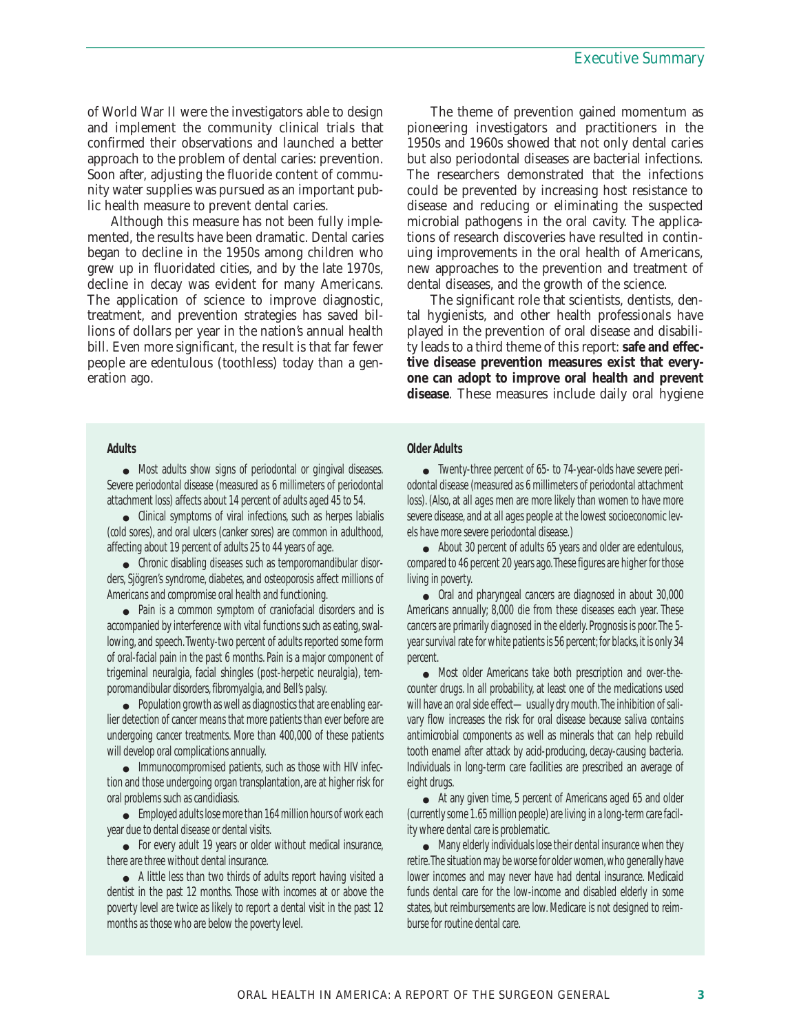of World War II were the investigators able to design and implement the community clinical trials that confirmed their observations and launched a better approach to the problem of dental caries: prevention. Soon after, adjusting the fluoride content of community water supplies was pursued as an important public health measure to prevent dental caries.

Although this measure has not been fully implemented, the results have been dramatic. Dental caries began to decline in the 1950s among children who grew up in fluoridated cities, and by the late 1970s, decline in decay was evident for many Americans. The application of science to improve diagnostic, treatment, and prevention strategies has saved billions of dollars per year in the nation's annual health bill. Even more significant, the result is that far fewer people are edentulous (toothless) today than a generation ago.

The theme of prevention gained momentum as pioneering investigators and practitioners in the 1950s and 1960s showed that not only dental caries but also periodontal diseases are bacterial infections. The researchers demonstrated that the infections could be prevented by increasing host resistance to disease and reducing or eliminating the suspected microbial pathogens in the oral cavity. The applications of research discoveries have resulted in continuing improvements in the oral health of Americans, new approaches to the prevention and treatment of dental diseases, and the growth of the science.

The significant role that scientists, dentists, dental hygienists, and other health professionals have played in the prevention of oral disease and disability leads to a third theme of this report: **safe and effective disease prevention measures exist that everyone can adopt to improve oral health and prevent disease**. These measures include daily oral hygiene

**Adults**

- Most adults show signs of periodontal or gingival diseases. Severe periodontal disease (measured as 6 millimeters of periodontal attachment loss) affects about 14 percent of adults aged 45 to 54.
- Clinical symptoms of viral infections, such as herpes labialis (cold sores), and oral ulcers (canker sores) are common in adulthood, affecting about 19 percent of adults 25 to 44 years of age.
- Chronic disabling diseases such as temporomandibular disorders, Sjögren's syndrome, diabetes, and osteoporosis affect millions of Americans and compromise oral health and functioning.
- Pain is a common symptom of craniofacial disorders and is accompanied by interference with vital functions such as eating, swallowing, and speech. Twenty-two percent of adults reported some form of oral-facial pain in the past 6 months. Pain is a major component of trigeminal neuralgia, facial shingles (post-herpetic neuralgia), temporomandibular disorders, fibromyalgia, and Bell's palsy.
- Population growth as well as diagnostics that are enabling earlier detection of cancer means that more patients than ever before are undergoing cancer treatments. More than 400,000 of these patients will develop oral complications annually.
- Immunocompromised patients, such as those with HIV infection and those undergoing organ transplantation, are at higher risk for oral problems such as candidiasis.
- Employed adults lose more than 164 million hours of work each year due to dental disease or dental visits.
- For every adult 19 years or older without medical insurance, there are three without dental insurance.
- A little less than two thirds of adults report having visited a dentist in the past 12 months. Those with incomes at or above the poverty level are twice as likely to report a dental visit in the past 12 months as those who are below the poverty level.

**Older Adults**

- Twenty-three percent of 65- to 74-year-olds have severe periodontal disease (measured as 6 millimeters of periodontal attachment loss). (Also, at all ages men are more likely than women to have more severe disease, and at all ages people at the lowest socioeconomic levels have more severe periodontal disease.)
- About 30 percent of adults 65 years and older are edentulous, compared to 46 percent 20 years ago. These figures are higher for those living in poverty.
- Oral and pharyngeal cancers are diagnosed in about 30,000 Americans annually; 8,000 die from these diseases each year. These cancers are primarily diagnosed in the elderly. Prognosis is poor. The 5-year survival rate for white patients is 56 percent; for blacks, it is only 34 percent.
- Most older Americans take both prescription and over-the-counter drugs. In all probability, at least one of the medications used will have an oral side effect— usually dry mouth. The inhibition of salivary flow increases the risk for oral disease because saliva contains antimicrobial components as well as minerals that can help rebuild tooth enamel after attack by acid-producing, decay-causing bacteria. Individuals in long-term care facilities are prescribed an average of eight drugs.
- At any given time, 5 percent of Americans aged 65 and older (currently some 1.65 million people) are living in a long-term care facility where dental care is problematic.
- Many elderly individuals lose their dental insurance when they retire. The situation may be worse for older women, who generally have lower incomes and may never have had dental insurance. Medicaid funds dental care for the low-income and disabled elderly in some states, but reimbursements are low. Medicare is not designed to reimburse for routine dental care.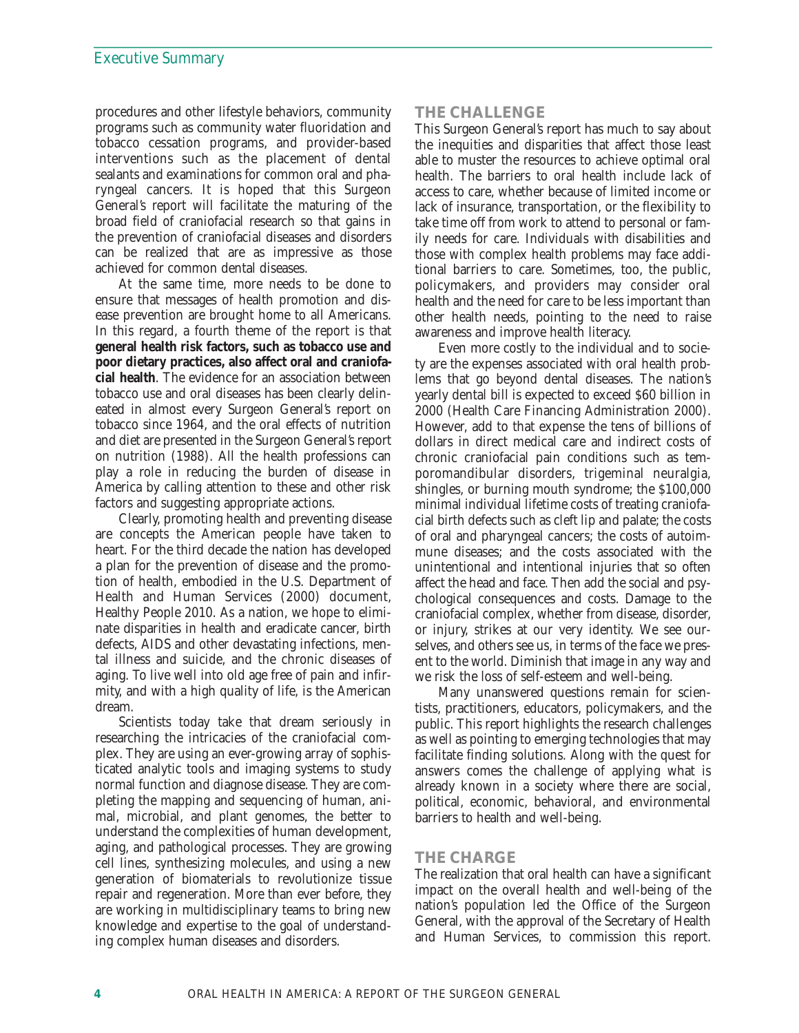procedures and other lifestyle behaviors, community programs such as community water fluoridation and tobacco cessation programs, and provider-based interventions such as the placement of dental sealants and examinations for common oral and pharyngeal cancers. It is hoped that this Surgeon General's report will facilitate the maturing of the broad field of craniofacial research so that gains in the prevention of craniofacial diseases and disorders can be realized that are as impressive as those achieved for common dental diseases.

At the same time, more needs to be done to ensure that messages of health promotion and disease prevention are brought home to all Americans. In this regard, a fourth theme of the report is that **general health risk factors, such as tobacco use and poor dietary practices, also affect oral and craniofacial health**. The evidence for an association between tobacco use and oral diseases has been clearly delineated in almost every Surgeon General's report on tobacco since 1964, and the oral effects of nutrition and diet are presented in the Surgeon General's report on nutrition (1988). All the health professions can play a role in reducing the burden of disease in America by calling attention to these and other risk factors and suggesting appropriate actions.

Clearly, promoting health and preventing disease are concepts the American people have taken to heart. For the third decade the nation has developed a plan for the prevention of disease and the promotion of health, embodied in the U.S. Department of Health and Human Services (2000) document, Healthy People 2010. As a nation, we hope to eliminate disparities in health and eradicate cancer, birth defects, AIDS and other devastating infections, mental illness and suicide, and the chronic diseases of aging. To live well into old age free of pain and infirmity, and with a high quality of life, is the American dream.

Scientists today take that dream seriously in researching the intricacies of the craniofacial complex. They are using an ever-growing array of sophisticated analytic tools and imaging systems to study normal function and diagnose disease. They are completing the mapping and sequencing of human, animal, microbial, and plant genomes, the better to understand the complexities of human development, aging, and pathological processes. They are growing cell lines, synthesizing molecules, and using a new generation of biomaterials to revolutionize tissue repair and regeneration. More than ever before, they are working in multidisciplinary teams to bring new knowledge and expertise to the goal of understanding complex human diseases and disorders.

## THE CHALLENGE

This Surgeon General's report has much to say about the inequities and disparities that affect those least able to muster the resources to achieve optimal oral health. The barriers to oral health include lack of access to care, whether because of limited income or lack of insurance, transportation, or the flexibility to take time off from work to attend to personal or family needs for care. Individuals with disabilities and those with complex health problems may face additional barriers to care. Sometimes, too, the public, policymakers, and providers may consider oral health and the need for care to be less important than other health needs, pointing to the need to raise awareness and improve health literacy.

Even more costly to the individual and to society are the expenses associated with oral health problems that go beyond dental diseases. The nation's yearly dental bill is expected to exceed $60 billion in 2000 (Health Care Financing Administration 2000). However, add to that expense the tens of billions of dollars in direct medical care and indirect costs of chronic craniofacial pain conditions such as temporomandibular disorders, trigeminal neuralgia, shingles, or burning mouth syndrome; the $100,000 minimal individual lifetime costs of treating craniofacial birth defects such as cleft lip and palate; the costs of oral and pharyngeal cancers; the costs of autoimmune diseases; and the costs associated with the unintentional and intentional injuries that so often affect the head and face. Then add the social and psychological consequences and costs. Damage to the craniofacial complex, whether from disease, disorder, or injury, strikes at our very identity. We see ourselves, and others see us, in terms of the face we present to the world. Diminish that image in any way and we risk the loss of self-esteem and well-being.

Many unanswered questions remain for scientists, practitioners, educators, policymakers, and the public. This report highlights the research challenges as well as pointing to emerging technologies that may facilitate finding solutions. Along with the quest for answers comes the challenge of applying what is already known in a society where there are social, political, economic, behavioral, and environmental barriers to health and well-being.

## THE CHARGE

The realization that oral health can have a significant impact on the overall health and well-being of the nation's population led the Office of the Surgeon General, with the approval of the Secretary of Health and Human Services, to commission this report.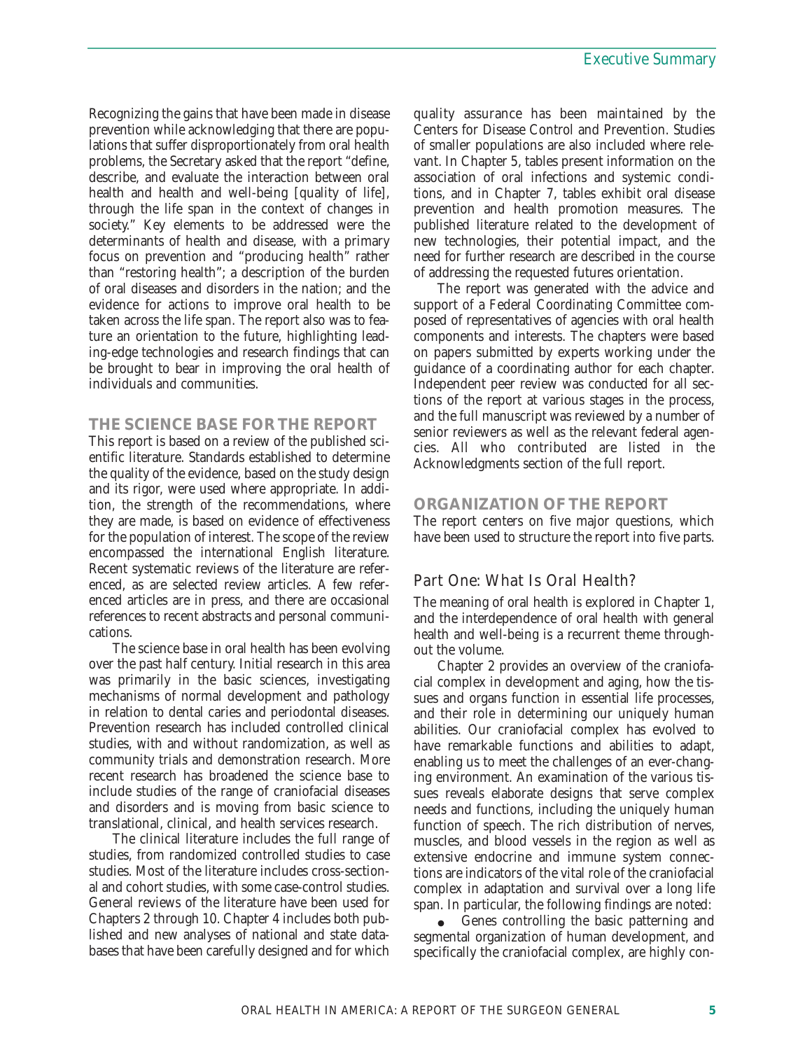Recognizing the gains that have been made in disease prevention while acknowledging that there are populations that suffer disproportionately from oral health problems, the Secretary asked that the report "define, describe, and evaluate the interaction between oral health and health and well-being [quality of life], through the life span in the context of changes in society." Key elements to be addressed were the determinants of health and disease, with a primary focus on prevention and "producing health" rather than "restoring health"; a description of the burden of oral diseases and disorders in the nation; and the evidence for actions to improve oral health to be taken across the life span. The report also was to feature an orientation to the future, highlighting leading-edge technologies and research findings that can be brought to bear in improving the oral health of individuals and communities.

## THE SCIENCE BASE FOR THE REPORT

This report is based on a review of the published scientific literature. Standards established to determine the quality of the evidence, based on the study design and its rigor, were used where appropriate. In addition, the strength of the recommendations, where they are made, is based on evidence of effectiveness for the population of interest. The scope of the review encompassed the international English literature. Recent systematic reviews of the literature are referenced, as are selected review articles. A few referenced articles are in press, and there are occasional references to recent abstracts and personal communications.

The science base in oral health has been evolving over the past half century. Initial research in this area was primarily in the basic sciences, investigating mechanisms of normal development and pathology in relation to dental caries and periodontal diseases. Prevention research has included controlled clinical studies, with and without randomization, as well as community trials and demonstration research. More recent research has broadened the science base to include studies of the range of craniofacial diseases and disorders and is moving from basic science to translational, clinical, and health services research.

The clinical literature includes the full range of studies, from randomized controlled studies to case studies. Most of the literature includes cross-sectional and cohort studies, with some case-control studies. General reviews of the literature have been used for Chapters 2 through 10. Chapter 4 includes both published and new analyses of national and state databases that have been carefully designed and for which quality assurance has been maintained by the Centers for Disease Control and Prevention. Studies of smaller populations are also included where relevant. In Chapter 5, tables present information on the association of oral infections and systemic conditions, and in Chapter 7, tables exhibit oral disease prevention and health promotion measures. The published literature related to the development of new technologies, their potential impact, and the need for further research are described in the course of addressing the requested futures orientation.

The report was generated with the advice and support of a Federal Coordinating Committee composed of representatives of agencies with oral health components and interests. The chapters were based on papers submitted by experts working under the guidance of a coordinating author for each chapter. Independent peer review was conducted for all sections of the report at various stages in the process, and the full manuscript was reviewed by a number of senior reviewers as well as the relevant federal agencies. All who contributed are listed in the Acknowledgments section of the full report.

## ORGANIZATION OF THE REPORT

The report centers on five major questions, which have been used to structure the report into five parts.

### Part One: What Is Oral Health?

The meaning of oral health is explored in Chapter 1, and the interdependence of oral health with general health and well-being is a recurrent theme throughout the volume.

Chapter 2 provides an overview of the craniofacial complex in development and aging, how the tissues and organs function in essential life processes, and their role in determining our uniquely human abilities. Our craniofacial complex has evolved to have remarkable functions and abilities to adapt, enabling us to meet the challenges of an ever-changing environment. An examination of the various tissues reveals elaborate designs that serve complex needs and functions, including the uniquely human function of speech. The rich distribution of nerves, muscles, and blood vessels in the region as well as extensive endocrine and immune system connections are indicators of the vital role of the craniofacial complex in adaptation and survival over a long life span. In particular, the following findings are noted:

- Genes controlling the basic patterning and segmental organization of human development, and specifically the craniofacial complex, are highly con-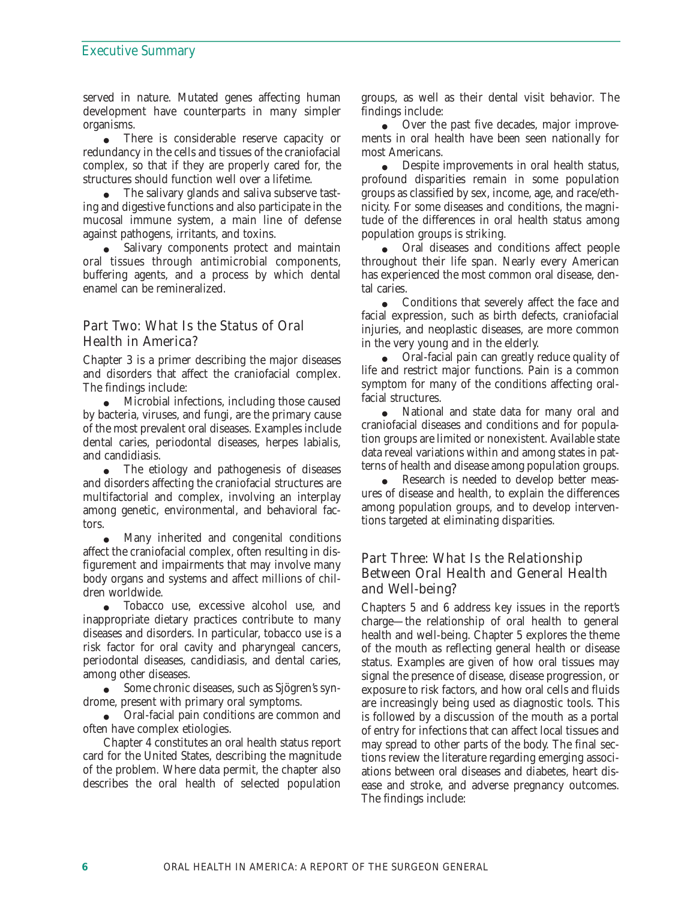served in nature. Mutated genes affecting human development have counterparts in many simpler organisms.

- There is considerable reserve capacity or redundancy in the cells and tissues of the craniofacial complex, so that if they are properly cared for, the structures should function well over a lifetime.
- The salivary glands and saliva subserve tasting and digestive functions and also participate in the mucosal immune system, a main line of defense against pathogens, irritants, and toxins.
- Salivary components protect and maintain oral tissues through antimicrobial components, buffering agents, and a process by which dental enamel can be remineralized.

## Part Two: What Is the Status of Oral Health in America?

Chapter 3 is a primer describing the major diseases and disorders that affect the craniofacial complex. The findings include:

- Microbial infections, including those caused by bacteria, viruses, and fungi, are the primary cause of the most prevalent oral diseases. Examples include dental caries, periodontal diseases, herpes labialis, and candidiasis.
- The etiology and pathogenesis of diseases and disorders affecting the craniofacial structures are multifactorial and complex, involving an interplay among genetic, environmental, and behavioral factors.
- Many inherited and congenital conditions affect the craniofacial complex, often resulting in disfigurement and impairments that may involve many body organs and systems and affect millions of children worldwide.
- Tobacco use, excessive alcohol use, and inappropriate dietary practices contribute to many diseases and disorders. In particular, tobacco use is a risk factor for oral cavity and pharyngeal cancers, periodontal diseases, candidiasis, and dental caries, among other diseases.
- Some chronic diseases, such as Sjögren's syndrome, present with primary oral symptoms.
- Oral-facial pain conditions are common and often have complex etiologies.

Chapter 4 constitutes an oral health status report card for the United States, describing the magnitude of the problem. Where data permit, the chapter also describes the oral health of selected population groups, as well as their dental visit behavior. The findings include:

- Over the past five decades, major improvements in oral health have been seen nationally for most Americans.
- Despite improvements in oral health status, profound disparities remain in some population groups as classified by sex, income, age, and race/ethnicity. For some diseases and conditions, the magnitude of the differences in oral health status among population groups is striking.
- Oral diseases and conditions affect people throughout their life span. Nearly every American has experienced the most common oral disease, dental caries.
- Conditions that severely affect the face and facial expression, such as birth defects, craniofacial injuries, and neoplastic diseases, are more common in the very young and in the elderly.
- Oral-facial pain can greatly reduce quality of life and restrict major functions. Pain is a common symptom for many of the conditions affecting oral-facial structures.
- National and state data for many oral and craniofacial diseases and conditions and for population groups are limited or nonexistent. Available state data reveal variations within and among states in patterns of health and disease among population groups.
- Research is needed to develop better measures of disease and health, to explain the differences among population groups, and to develop interventions targeted at eliminating disparities.

## Part Three: What Is the Relationship Between Oral Health and General Health and Well-being?

Chapters 5 and 6 address key issues in the report's charge—the relationship of oral health to general health and well-being. Chapter 5 explores the theme of the mouth as reflecting general health or disease status. Examples are given of how oral tissues may signal the presence of disease, disease progression, or exposure to risk factors, and how oral cells and fluids are increasingly being used as diagnostic tools. This is followed by a discussion of the mouth as a portal of entry for infections that can affect local tissues and may spread to other parts of the body. The final sections review the literature regarding emerging associations between oral diseases and diabetes, heart disease and stroke, and adverse pregnancy outcomes. The findings include: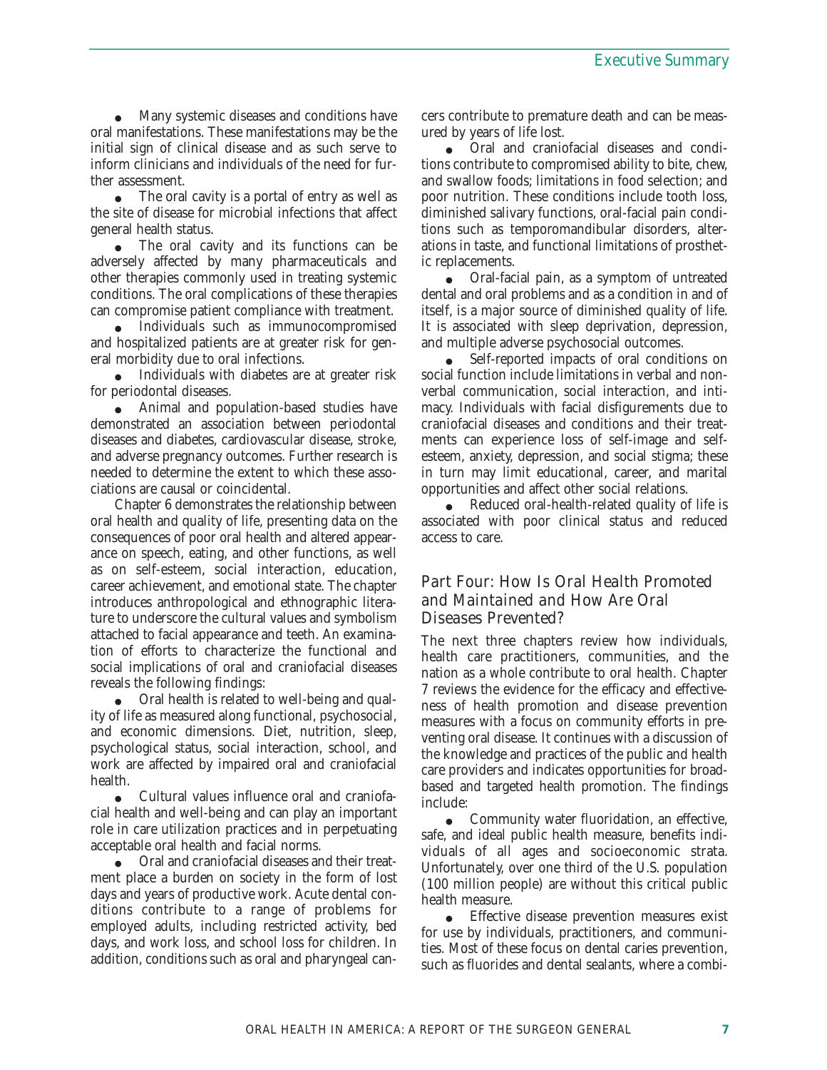- Many systemic diseases and conditions have oral manifestations. These manifestations may be the initial sign of clinical disease and as such serve to inform clinicians and individuals of the need for further assessment.
- The oral cavity is a portal of entry as well as the site of disease for microbial infections that affect general health status.
- The oral cavity and its functions can be adversely affected by many pharmaceuticals and other therapies commonly used in treating systemic conditions. The oral complications of these therapies can compromise patient compliance with treatment.
- Individuals such as immunocompromised and hospitalized patients are at greater risk for general morbidity due to oral infections.
- Individuals with diabetes are at greater risk for periodontal diseases.
- Animal and population-based studies have demonstrated an association between periodontal diseases and diabetes, cardiovascular disease, stroke, and adverse pregnancy outcomes. Further research is needed to determine the extent to which these associations are causal or coincidental.

Chapter 6 demonstrates the relationship between oral health and quality of life, presenting data on the consequences of poor oral health and altered appearance on speech, eating, and other functions, as well as on self-esteem, social interaction, education, career achievement, and emotional state. The chapter introduces anthropological and ethnographic literature to underscore the cultural values and symbolism attached to facial appearance and teeth. An examination of efforts to characterize the functional and social implications of oral and craniofacial diseases reveals the following findings:

- Oral health is related to well-being and quality of life as measured along functional, psychosocial, and economic dimensions. Diet, nutrition, sleep, psychological status, social interaction, school, and work are affected by impaired oral and craniofacial health.
- Cultural values influence oral and craniofacial health and well-being and can play an important role in care utilization practices and in perpetuating acceptable oral health and facial norms.
- Oral and craniofacial diseases and their treatment place a burden on society in the form of lost days and years of productive work. Acute dental conditions contribute to a range of problems for employed adults, including restricted activity, bed days, and work loss, and school loss for children. In addition, conditions such as oral and pharyngeal cancers contribute to premature death and can be measured by years of life lost.
- Oral and craniofacial diseases and conditions contribute to compromised ability to bite, chew, and swallow foods; limitations in food selection; and poor nutrition. These conditions include tooth loss, diminished salivary functions, oral-facial pain conditions such as temporomandibular disorders, alterations in taste, and functional limitations of prosthetic replacements.
- Oral-facial pain, as a symptom of untreated dental and oral problems and as a condition in and of itself, is a major source of diminished quality of life. It is associated with sleep deprivation, depression, and multiple adverse psychosocial outcomes.
- Self-reported impacts of oral conditions on social function include limitations in verbal and nonverbal communication, social interaction, and intimacy. Individuals with facial disfigurements due to craniofacial diseases and conditions and their treatments can experience loss of self-image and self-esteem, anxiety, depression, and social stigma; these in turn may limit educational, career, and marital opportunities and affect other social relations.
- Reduced oral-health-related quality of life is associated with poor clinical status and reduced access to care.

## Part Four: How Is Oral Health Promoted and Maintained and How Are Oral Diseases Prevented?

The next three chapters review how individuals, health care practitioners, communities, and the nation as a whole contribute to oral health. Chapter 7 reviews the evidence for the efficacy and effectiveness of health promotion and disease prevention measures with a focus on community efforts in preventing oral disease. It continues with a discussion of the knowledge and practices of the public and health care providers and indicates opportunities for broad-based and targeted health promotion. The findings include:

- Community water fluoridation, an effective, safe, and ideal public health measure, benefits individuals of all ages and socioeconomic strata. Unfortunately, over one third of the U.S. population (100 million people) are without this critical public health measure.
- Effective disease prevention measures exist for use by individuals, practitioners, and communities. Most of these focus on dental caries prevention, such as fluorides and dental sealants, where a combi-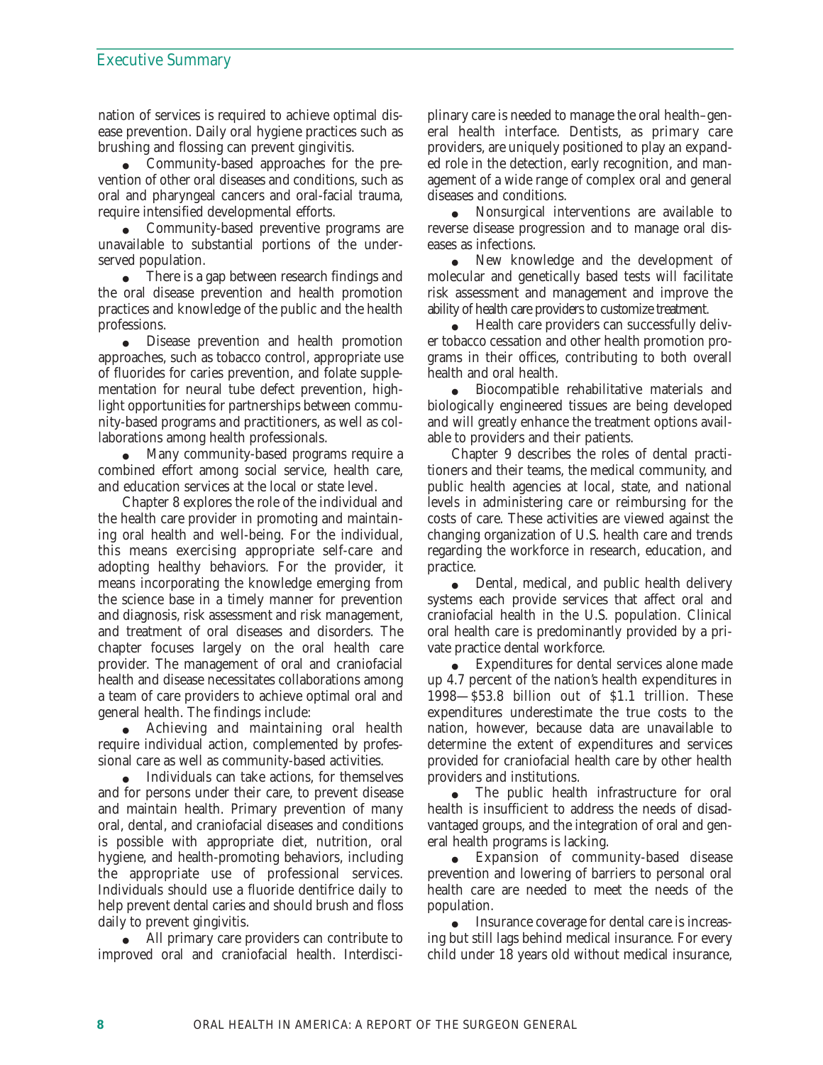nation of services is required to achieve optimal disease prevention. Daily oral hygiene practices such as brushing and flossing can prevent gingivitis.

- Community-based approaches for the prevention of other oral diseases and conditions, such as oral and pharyngeal cancers and oral-facial trauma, require intensified developmental efforts.
- Community-based preventive programs are unavailable to substantial portions of the underserved population.
- There is a gap between research findings and the oral disease prevention and health promotion practices and knowledge of the public and the health professions.
- Disease prevention and health promotion approaches, such as tobacco control, appropriate use of fluorides for caries prevention, and folate supplementation for neural tube defect prevention, highlight opportunities for partnerships between community-based programs and practitioners, as well as collaborations among health professionals.
- Many community-based programs require a combined effort among social service, health care, and education services at the local or state level.

Chapter 8 explores the role of the individual and the health care provider in promoting and maintaining oral health and well-being. For the individual, this means exercising appropriate self-care and adopting healthy behaviors. For the provider, it means incorporating the knowledge emerging from the science base in a timely manner for prevention and diagnosis, risk assessment and risk management, and treatment of oral diseases and disorders. The chapter focuses largely on the oral health care provider. The management of oral and craniofacial health and disease necessitates collaborations among a team of care providers to achieve optimal oral and general health. The findings include:

- Achieving and maintaining oral health require individual action, complemented by professional care as well as community-based activities.
- Individuals can take actions, for themselves and for persons under their care, to prevent disease and maintain health. Primary prevention of many oral, dental, and craniofacial diseases and conditions is possible with appropriate diet, nutrition, oral hygiene, and health-promoting behaviors, including the appropriate use of professional services. Individuals should use a fluoride dentifrice daily to help prevent dental caries and should brush and floss daily to prevent gingivitis.
- All primary care providers can contribute to improved oral and craniofacial health. Interdisciplinary care is needed to manage the oral health–general health interface. Dentists, as primary care providers, are uniquely positioned to play an expanded role in the detection, early recognition, and management of a wide range of complex oral and general diseases and conditions.
- Nonsurgical interventions are available to reverse disease progression and to manage oral diseases as infections.
- New knowledge and the development of molecular and genetically based tests will facilitate risk assessment and management and improve the ability of health care providers to customize treatment.
- Health care providers can successfully deliver tobacco cessation and other health promotion programs in their offices, contributing to both overall health and oral health.
- Biocompatible rehabilitative materials and biologically engineered tissues are being developed and will greatly enhance the treatment options available to providers and their patients.

Chapter 9 describes the roles of dental practitioners and their teams, the medical community, and public health agencies at local, state, and national levels in administering care or reimbursing for the costs of care. These activities are viewed against the changing organization of U.S. health care and trends regarding the workforce in research, education, and practice.

- Dental, medical, and public health delivery systems each provide services that affect oral and craniofacial health in the U.S. population. Clinical oral health care is predominantly provided by a private practice dental workforce.
- Expenditures for dental services alone made up 4.7 percent of the nation's health expenditures in 1998—$53.8 billion out of $1.1 trillion. These expenditures underestimate the true costs to the nation, however, because data are unavailable to determine the extent of expenditures and services provided for craniofacial health care by other health providers and institutions.
- The public health infrastructure for oral health is insufficient to address the needs of disadvantaged groups, and the integration of oral and general health programs is lacking.
- Expansion of community-based disease prevention and lowering of barriers to personal oral health care are needed to meet the needs of the population.
- Insurance coverage for dental care is increasing but still lags behind medical insurance. For every child under 18 years old without medical insurance,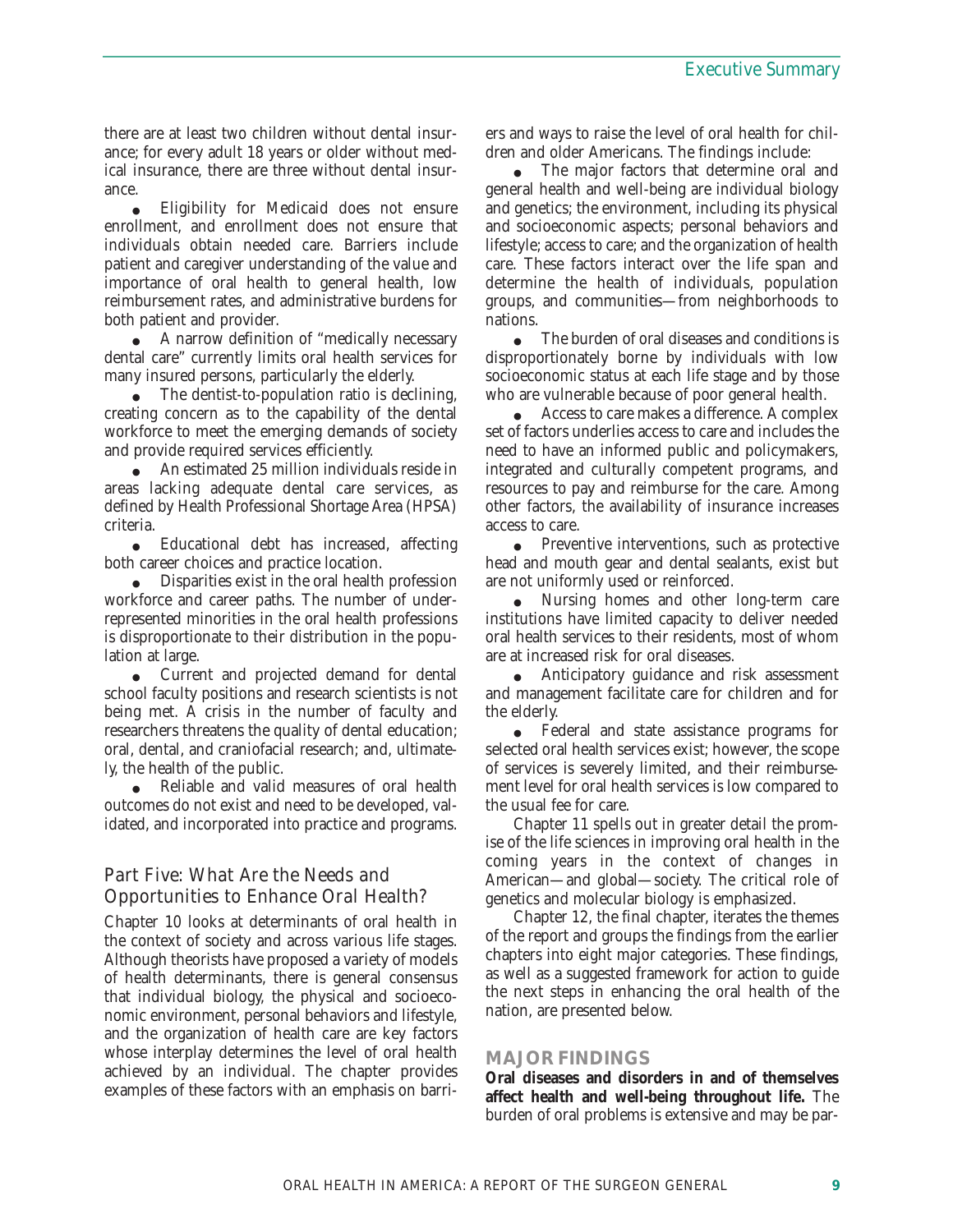there are at least two children without dental insurance; for every adult 18 years or older without medical insurance, there are three without dental insurance.

- Eligibility for Medicaid does not ensure enrollment, and enrollment does not ensure that individuals obtain needed care. Barriers include patient and caregiver understanding of the value and importance of oral health to general health, low reimbursement rates, and administrative burdens for both patient and provider.
- A narrow definition of "medically necessary dental care" currently limits oral health services for many insured persons, particularly the elderly.
- The dentist-to-population ratio is declining, creating concern as to the capability of the dental workforce to meet the emerging demands of society and provide required services efficiently.
- An estimated 25 million individuals reside in areas lacking adequate dental care services, as defined by Health Professional Shortage Area (HPSA) criteria.
- Educational debt has increased, affecting both career choices and practice location.
- Disparities exist in the oral health profession workforce and career paths. The number of underrepresented minorities in the oral health professions is disproportionate to their distribution in the population at large.
- Current and projected demand for dental school faculty positions and research scientists is not being met. A crisis in the number of faculty and researchers threatens the quality of dental education; oral, dental, and craniofacial research; and, ultimately, the health of the public.
- Reliable and valid measures of oral health outcomes do not exist and need to be developed, validated, and incorporated into practice and programs.

## Part Five: What Are the Needs and Opportunities to Enhance Oral Health?

Chapter 10 looks at determinants of oral health in the context of society and across various life stages. Although theorists have proposed a variety of models of health determinants, there is general consensus that individual biology, the physical and socioeconomic environment, personal behaviors and lifestyle, and the organization of health care are key factors whose interplay determines the level of oral health achieved by an individual. The chapter provides examples of these factors with an emphasis on barriers and ways to raise the level of oral health for children and older Americans. The findings include:

- The major factors that determine oral and general health and well-being are individual biology and genetics; the environment, including its physical and socioeconomic aspects; personal behaviors and lifestyle; access to care; and the organization of health care. These factors interact over the life span and determine the health of individuals, population groups, and communities—from neighborhoods to nations.
- The burden of oral diseases and conditions is disproportionately borne by individuals with low socioeconomic status at each life stage and by those who are vulnerable because of poor general health.
- Access to care makes a difference. A complex set of factors underlies access to care and includes the need to have an informed public and policymakers, integrated and culturally competent programs, and resources to pay and reimburse for the care. Among other factors, the availability of insurance increases access to care.
- Preventive interventions, such as protective head and mouth gear and dental sealants, exist but are not uniformly used or reinforced.
- Nursing homes and other long-term care institutions have limited capacity to deliver needed oral health services to their residents, most of whom are at increased risk for oral diseases.
- Anticipatory guidance and risk assessment and management facilitate care for children and for the elderly.
- Federal and state assistance programs for selected oral health services exist; however, the scope of services is severely limited, and their reimbursement level for oral health services is low compared to the usual fee for care.

Chapter 11 spells out in greater detail the promise of the life sciences in improving oral health in the coming years in the context of changes in American—and global—society. The critical role of genetics and molecular biology is emphasized.

Chapter 12, the final chapter, iterates the themes of the report and groups the findings from the earlier chapters into eight major categories. These findings, as well as a suggested framework for action to guide the next steps in enhancing the oral health of the nation, are presented below.

## MAJOR FINDINGS

**Oral diseases and disorders in and of themselves affect health and well-being throughout life.** The burden of oral problems is extensive and may be par-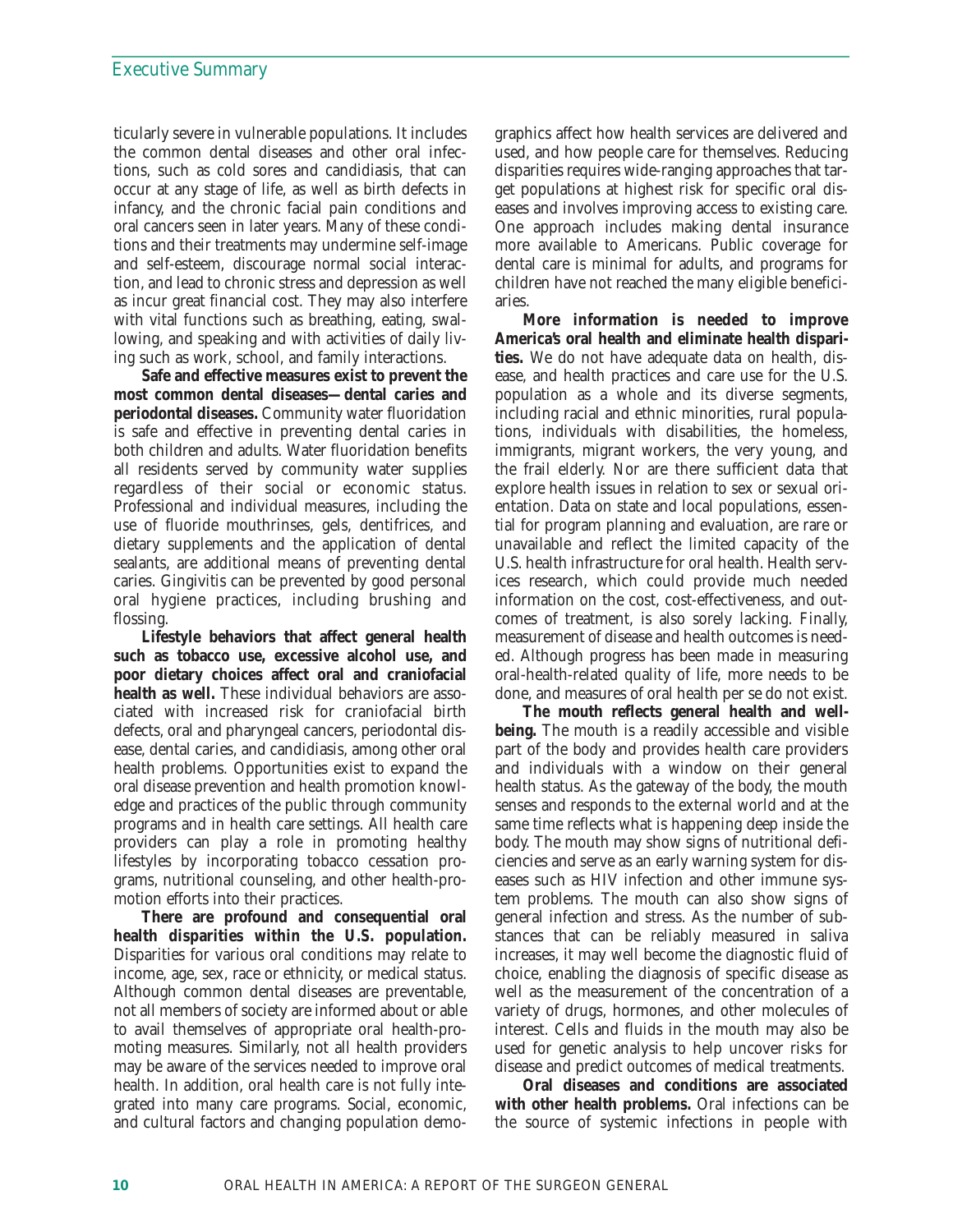ticularly severe in vulnerable populations. It includes the common dental diseases and other oral infections, such as cold sores and candidiasis, that can occur at any stage of life, as well as birth defects in infancy, and the chronic facial pain conditions and oral cancers seen in later years. Many of these conditions and their treatments may undermine self-image and self-esteem, discourage normal social interaction, and lead to chronic stress and depression as well as incur great financial cost. They may also interfere with vital functions such as breathing, eating, swallowing, and speaking and with activities of daily living such as work, school, and family interactions.

**Safe and effective measures exist to prevent the most common dental diseases—dental caries and periodontal diseases.** Community water fluoridation is safe and effective in preventing dental caries in both children and adults. Water fluoridation benefits all residents served by community water supplies regardless of their social or economic status. Professional and individual measures, including the use of fluoride mouthrinses, gels, dentifrices, and dietary supplements and the application of dental sealants, are additional means of preventing dental caries. Gingivitis can be prevented by good personal oral hygiene practices, including brushing and flossing.

**Lifestyle behaviors that affect general health such as tobacco use, excessive alcohol use, and poor dietary choices affect oral and craniofacial health as well.** These individual behaviors are associated with increased risk for craniofacial birth defects, oral and pharyngeal cancers, periodontal disease, dental caries, and candidiasis, among other oral health problems. Opportunities exist to expand the oral disease prevention and health promotion knowledge and practices of the public through community programs and in health care settings. All health care providers can play a role in promoting healthy lifestyles by incorporating tobacco cessation programs, nutritional counseling, and other health-promotion efforts into their practices.

**There are profound and consequential oral health disparities within the U.S. population.** Disparities for various oral conditions may relate to income, age, sex, race or ethnicity, or medical status. Although common dental diseases are preventable, not all members of society are informed about or able to avail themselves of appropriate oral health-promoting measures. Similarly, not all health providers may be aware of the services needed to improve oral health. In addition, oral health care is not fully integrated into many care programs. Social, economic, and cultural factors and changing population demographics affect how health services are delivered and used, and how people care for themselves. Reducing disparities requires wide-ranging approaches that target populations at highest risk for specific oral diseases and involves improving access to existing care. One approach includes making dental insurance more available to Americans. Public coverage for dental care is minimal for adults, and programs for children have not reached the many eligible beneficiaries.

**More information is needed to improve America's oral health and eliminate health disparities.** We do not have adequate data on health, disease, and health practices and care use for the U.S. population as a whole and its diverse segments, including racial and ethnic minorities, rural populations, individuals with disabilities, the homeless, immigrants, migrant workers, the very young, and the frail elderly. Nor are there sufficient data that explore health issues in relation to sex or sexual orientation. Data on state and local populations, essential for program planning and evaluation, are rare or unavailable and reflect the limited capacity of the U.S. health infrastructure for oral health. Health services research, which could provide much needed information on the cost, cost-effectiveness, and outcomes of treatment, is also sorely lacking. Finally, measurement of disease and health outcomes is needed. Although progress has been made in measuring oral-health-related quality of life, more needs to be done, and measures of oral health per se do not exist.

**The mouth reflects general health and well-being.** The mouth is a readily accessible and visible part of the body and provides health care providers and individuals with a window on their general health status. As the gateway of the body, the mouth senses and responds to the external world and at the same time reflects what is happening deep inside the body. The mouth may show signs of nutritional deficiencies and serve as an early warning system for diseases such as HIV infection and other immune system problems. The mouth can also show signs of general infection and stress. As the number of substances that can be reliably measured in saliva increases, it may well become the diagnostic fluid of choice, enabling the diagnosis of specific disease as well as the measurement of the concentration of a variety of drugs, hormones, and other molecules of interest. Cells and fluids in the mouth may also be used for genetic analysis to help uncover risks for disease and predict outcomes of medical treatments.

**Oral diseases and conditions are associated with other health problems.** Oral infections can be the source of systemic infections in people with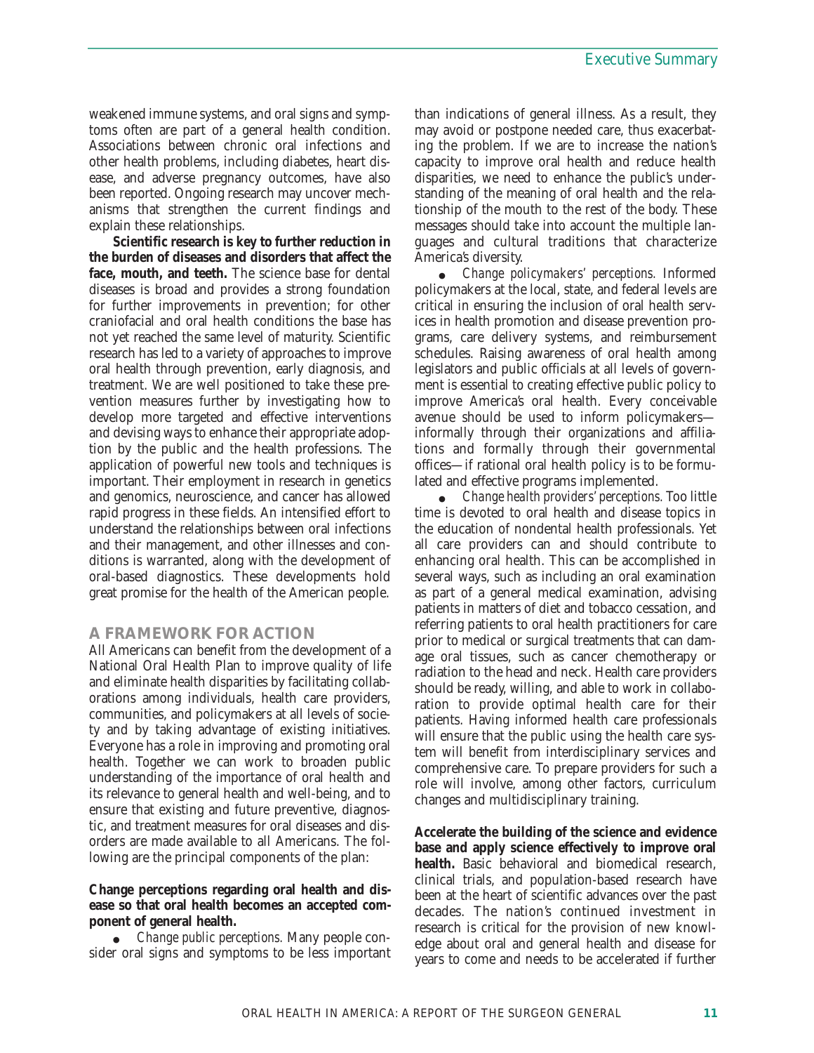weakened immune systems, and oral signs and symptoms often are part of a general health condition. Associations between chronic oral infections and other health problems, including diabetes, heart disease, and adverse pregnancy outcomes, have also been reported. Ongoing research may uncover mechanisms that strengthen the current findings and explain these relationships.

**Scientific research is key to further reduction in the burden of diseases and disorders that affect the face, mouth, and teeth.** The science base for dental diseases is broad and provides a strong foundation for further improvements in prevention; for other craniofacial and oral health conditions the base has not yet reached the same level of maturity. Scientific research has led to a variety of approaches to improve oral health through prevention, early diagnosis, and treatment. We are well positioned to take these prevention measures further by investigating how to develop more targeted and effective interventions and devising ways to enhance their appropriate adoption by the public and the health professions. The application of powerful new tools and techniques is important. Their employment in research in genetics and genomics, neuroscience, and cancer has allowed rapid progress in these fields. An intensified effort to understand the relationships between oral infections and their management, and other illnesses and conditions is warranted, along with the development of oral-based diagnostics. These developments hold great promise for the health of the American people.

## A FRAMEWORK FOR ACTION

All Americans can benefit from the development of a National Oral Health Plan to improve quality of life and eliminate health disparities by facilitating collaborations among individuals, health care providers, communities, and policymakers at all levels of society and by taking advantage of existing initiatives. Everyone has a role in improving and promoting oral health. Together we can work to broaden public understanding of the importance of oral health and its relevance to general health and well-being, and to ensure that existing and future preventive, diagnostic, and treatment measures for oral diseases and disorders are made available to all Americans. The following are the principal components of the plan:

**Change perceptions regarding oral health and disease so that oral health becomes an accepted component of general health.**

- *Change public perceptions.* Many people consider oral signs and symptoms to be less important than indications of general illness. As a result, they may avoid or postpone needed care, thus exacerbating the problem. If we are to increase the nation's capacity to improve oral health and reduce health disparities, we need to enhance the public's understanding of the meaning of oral health and the relationship of the mouth to the rest of the body. These messages should take into account the multiple languages and cultural traditions that characterize America's diversity.
- *Change policymakers' perceptions.* Informed policymakers at the local, state, and federal levels are critical in ensuring the inclusion of oral health services in health promotion and disease prevention programs, care delivery systems, and reimbursement schedules. Raising awareness of oral health among legislators and public officials at all levels of government is essential to creating effective public policy to improve America's oral health. Every conceivable avenue should be used to inform policymakers—informally through their organizations and affiliations and formally through their governmental offices—if rational oral health policy is to be formulated and effective programs implemented.
- *Change health providers' perceptions.* Too little time is devoted to oral health and disease topics in the education of nondental health professionals. Yet all care providers can and should contribute to enhancing oral health. This can be accomplished in several ways, such as including an oral examination as part of a general medical examination, advising patients in matters of diet and tobacco cessation, and referring patients to oral health practitioners for care prior to medical or surgical treatments that can damage oral tissues, such as cancer chemotherapy or radiation to the head and neck. Health care providers should be ready, willing, and able to work in collaboration to provide optimal health care for their patients. Having informed health care professionals will ensure that the public using the health care system will benefit from interdisciplinary services and comprehensive care. To prepare providers for such a role will involve, among other factors, curriculum changes and multidisciplinary training.

**Accelerate the building of the science and evidence base and apply science effectively to improve oral health.** Basic behavioral and biomedical research, clinical trials, and population-based research have been at the heart of scientific advances over the past decades. The nation's continued investment in research is critical for the provision of new knowledge about oral and general health and disease for years to come and needs to be accelerated if further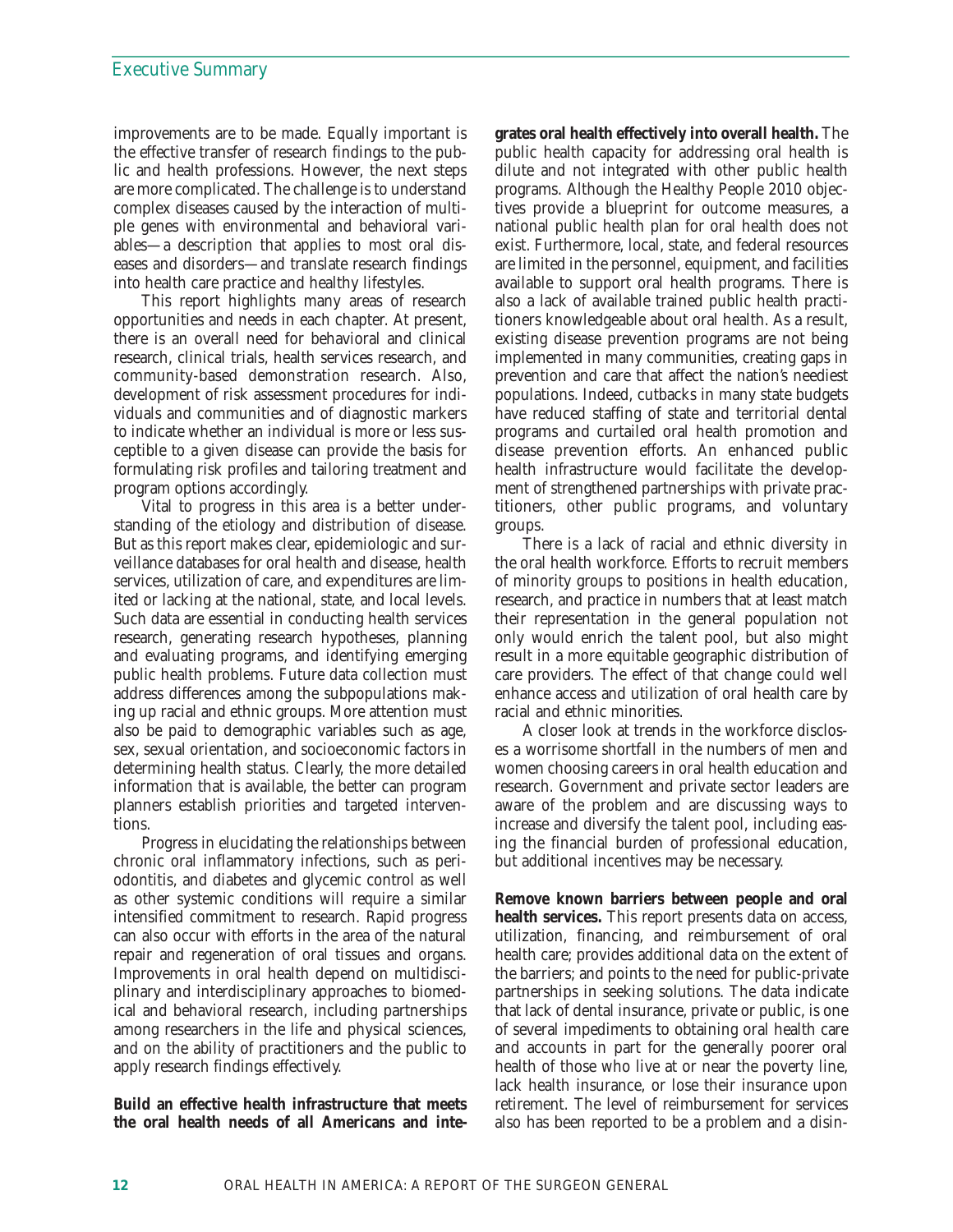improvements are to be made. Equally important is the effective transfer of research findings to the public and health professions. However, the next steps are more complicated. The challenge is to understand complex diseases caused by the interaction of multiple genes with environmental and behavioral variables—a description that applies to most oral diseases and disorders—and translate research findings into health care practice and healthy lifestyles.

This report highlights many areas of research opportunities and needs in each chapter. At present, there is an overall need for behavioral and clinical research, clinical trials, health services research, and community-based demonstration research. Also, development of risk assessment procedures for individuals and communities and of diagnostic markers to indicate whether an individual is more or less susceptible to a given disease can provide the basis for formulating risk profiles and tailoring treatment and program options accordingly.

Vital to progress in this area is a better understanding of the etiology and distribution of disease. But as this report makes clear, epidemiologic and surveillance databases for oral health and disease, health services, utilization of care, and expenditures are limited or lacking at the national, state, and local levels. Such data are essential in conducting health services research, generating research hypotheses, planning and evaluating programs, and identifying emerging public health problems. Future data collection must address differences among the subpopulations making up racial and ethnic groups. More attention must also be paid to demographic variables such as age, sex, sexual orientation, and socioeconomic factors in determining health status. Clearly, the more detailed information that is available, the better can program planners establish priorities and targeted interventions.

Progress in elucidating the relationships between chronic oral inflammatory infections, such as periodontitis, and diabetes and glycemic control as well as other systemic conditions will require a similar intensified commitment to research. Rapid progress can also occur with efforts in the area of the natural repair and regeneration of oral tissues and organs. Improvements in oral health depend on multidisciplinary and interdisciplinary approaches to biomedical and behavioral research, including partnerships among researchers in the life and physical sciences, and on the ability of practitioners and the public to apply research findings effectively.

**Build an effective health infrastructure that meets the oral health needs of all Americans and integrates oral health effectively into overall health.** The public health capacity for addressing oral health is dilute and not integrated with other public health programs. Although the Healthy People 2010 objectives provide a blueprint for outcome measures, a national public health plan for oral health does not exist. Furthermore, local, state, and federal resources are limited in the personnel, equipment, and facilities available to support oral health programs. There is also a lack of available trained public health practitioners knowledgeable about oral health. As a result, existing disease prevention programs are not being implemented in many communities, creating gaps in prevention and care that affect the nation's neediest populations. Indeed, cutbacks in many state budgets have reduced staffing of state and territorial dental programs and curtailed oral health promotion and disease prevention efforts. An enhanced public health infrastructure would facilitate the development of strengthened partnerships with private practitioners, other public programs, and voluntary groups.

There is a lack of racial and ethnic diversity in the oral health workforce. Efforts to recruit members of minority groups to positions in health education, research, and practice in numbers that at least match their representation in the general population not only would enrich the talent pool, but also might result in a more equitable geographic distribution of care providers. The effect of that change could well enhance access and utilization of oral health care by racial and ethnic minorities.

A closer look at trends in the workforce discloses a worrisome shortfall in the numbers of men and women choosing careers in oral health education and research. Government and private sector leaders are aware of the problem and are discussing ways to increase and diversify the talent pool, including easing the financial burden of professional education, but additional incentives may be necessary.

**Remove known barriers between people and oral health services.** This report presents data on access, utilization, financing, and reimbursement of oral health care; provides additional data on the extent of the barriers; and points to the need for public-private partnerships in seeking solutions. The data indicate that lack of dental insurance, private or public, is one of several impediments to obtaining oral health care and accounts in part for the generally poorer oral health of those who live at or near the poverty line, lack health insurance, or lose their insurance upon retirement. The level of reimbursement for services also has been reported to be a problem and a disin-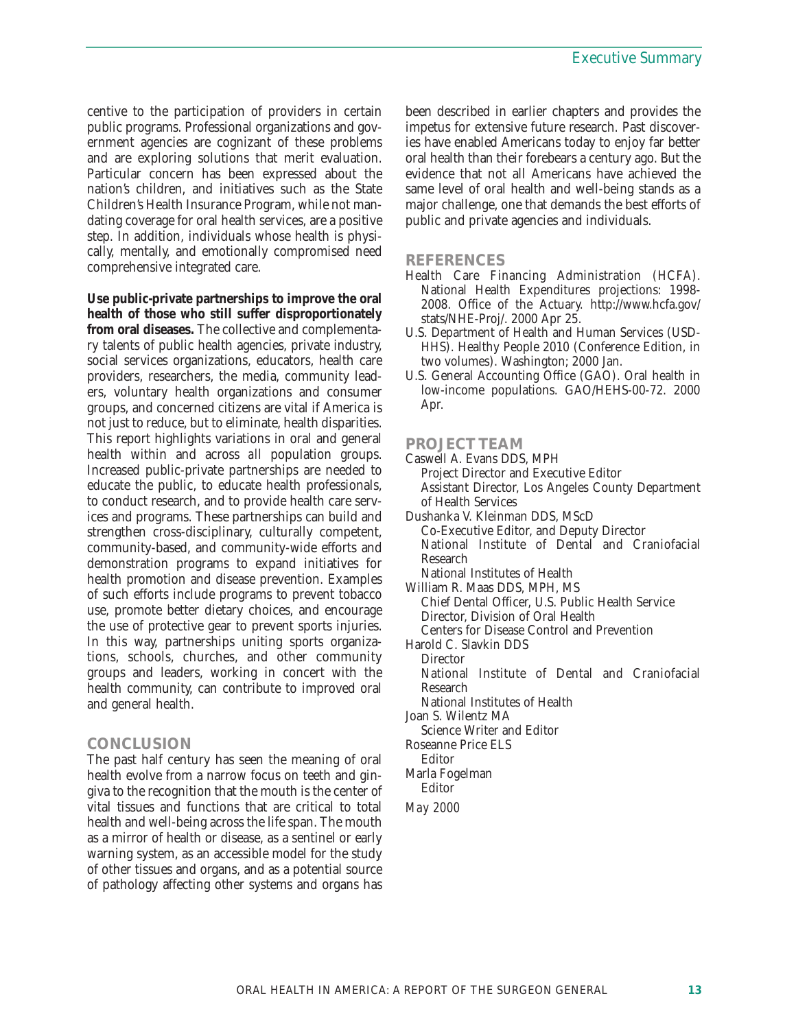centive to the participation of providers in certain public programs. Professional organizations and government agencies are cognizant of these problems and are exploring solutions that merit evaluation. Particular concern has been expressed about the nation's children, and initiatives such as the State Children's Health Insurance Program, while not mandating coverage for oral health services, are a positive step. In addition, individuals whose health is physically, mentally, and emotionally compromised need comprehensive integrated care.

**Use public-private partnerships to improve the oral health of those who still suffer disproportionately from oral diseases.** The collective and complementary talents of public health agencies, private industry, social services organizations, educators, health care providers, researchers, the media, community leaders, voluntary health organizations and consumer groups, and concerned citizens are vital if America is not just to reduce, but to eliminate, health disparities. This report highlights variations in oral and general health within and across *all* population groups. Increased public-private partnerships are needed to educate the public, to educate health professionals, to conduct research, and to provide health care services and programs. These partnerships can build and strengthen cross-disciplinary, culturally competent, community-based, and community-wide efforts and demonstration programs to expand initiatives for health promotion and disease prevention. Examples of such efforts include programs to prevent tobacco use, promote better dietary choices, and encourage the use of protective gear to prevent sports injuries. In this way, partnerships uniting sports organizations, schools, churches, and other community groups and leaders, working in concert with the health community, can contribute to improved oral and general health.

## CONCLUSION

The past half century has seen the meaning of oral health evolve from a narrow focus on teeth and gingiva to the recognition that the mouth is the center of vital tissues and functions that are critical to total health and well-being across the life span. The mouth as a mirror of health or disease, as a sentinel or early warning system, as an accessible model for the study of other tissues and organs, and as a potential source of pathology affecting other systems and organs has been described in earlier chapters and provides the impetus for extensive future research. Past discoveries have enabled Americans today to enjoy far better oral health than their forebears a century ago. But the evidence that not all Americans have achieved the same level of oral health and well-being stands as a major challenge, one that demands the best efforts of public and private agencies and individuals.

## REFERENCES

Health Care Financing Administration (HCFA). National Health Expenditures projections: 1998-2008. Office of the Actuary. http://www.hcfa.gov/stats/NHE-Proj/. 2000 Apr 25.

U.S. Department of Health and Human Services (USDHHS). Healthy People 2010 (Conference Edition, in two volumes). Washington; 2000 Jan.

U.S. General Accounting Office (GAO). Oral health in low-income populations. GAO/HEHS-00-72. 2000 Apr.

## PROJECT TEAM

Caswell A. Evans DDS, MPH
Project Director and Executive Editor
Assistant Director, Los Angeles County Department of Health Services

Dushanka V. Kleinman DDS, MScD
Co-Executive Editor, and Deputy Director
National Institute of Dental and Craniofacial Research
National Institutes of Health

William R. Maas DDS, MPH, MS
Chief Dental Officer, U.S. Public Health Service
Director, Division of Oral Health
Centers for Disease Control and Prevention

Harold C. Slavkin DDS
Director
National Institute of Dental and Craniofacial Research
National Institutes of Health

Joan S. Wilentz MA
Science Writer and Editor

Roseanne Price ELS
Editor

Marla Fogelman
Editor

*May 2000*